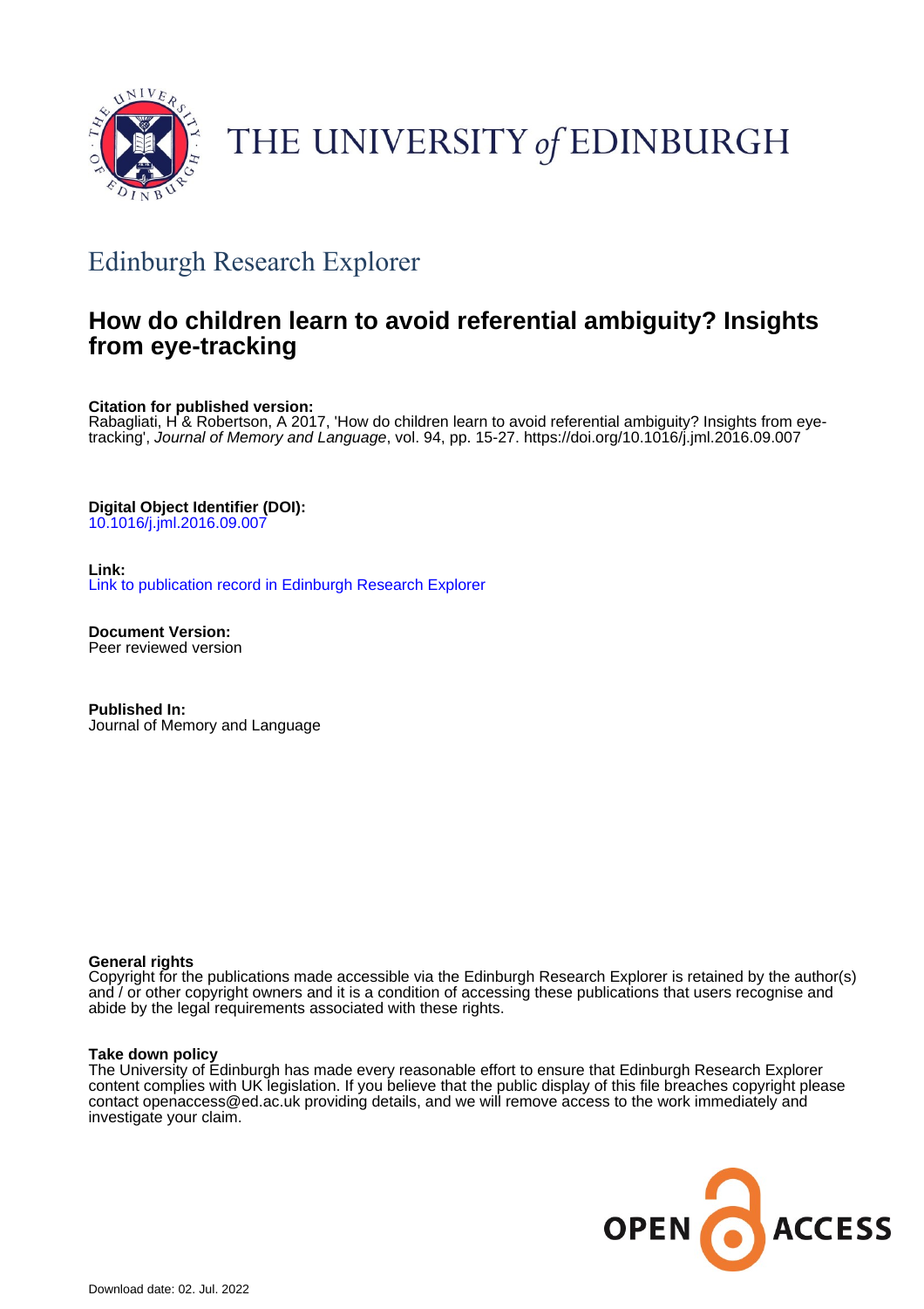THE UNIVERSITY *of* EDINBURGH

## Edinburgh Research Explorer

# How do children learn to avoid referential ambiguity? Insights from eye-tracking

**Citation for published version:**
Rabagliati, H & Robertson, A 2017, 'How do children learn to avoid referential ambiguity? Insights from eye-tracking', *Journal of Memory and Language*, vol. 94, pp. 15-27. https://doi.org/10.1016/j.jml.2016.09.007

**Digital Object Identifier (DOI):**
10.1016/j.jml.2016.09.007

**Link:**
Link to publication record in Edinburgh Research Explorer

**Document Version:**
Peer reviewed version

**Published In:**
Journal of Memory and Language

**General rights**
Copyright for the publications made accessible via the Edinburgh Research Explorer is retained by the author(s) and / or other copyright owners and it is a condition of accessing these publications that users recognise and abide by the legal requirements associated with these rights.

**Take down policy**
The University of Edinburgh has made every reasonable effort to ensure that Edinburgh Research Explorer content complies with UK legislation. If you believe that the public display of this file breaches copyright please contact openaccess@ed.ac.uk providing details, and we will remove access to the work immediately and investigate your claim.

Download date: 02. Jul. 2022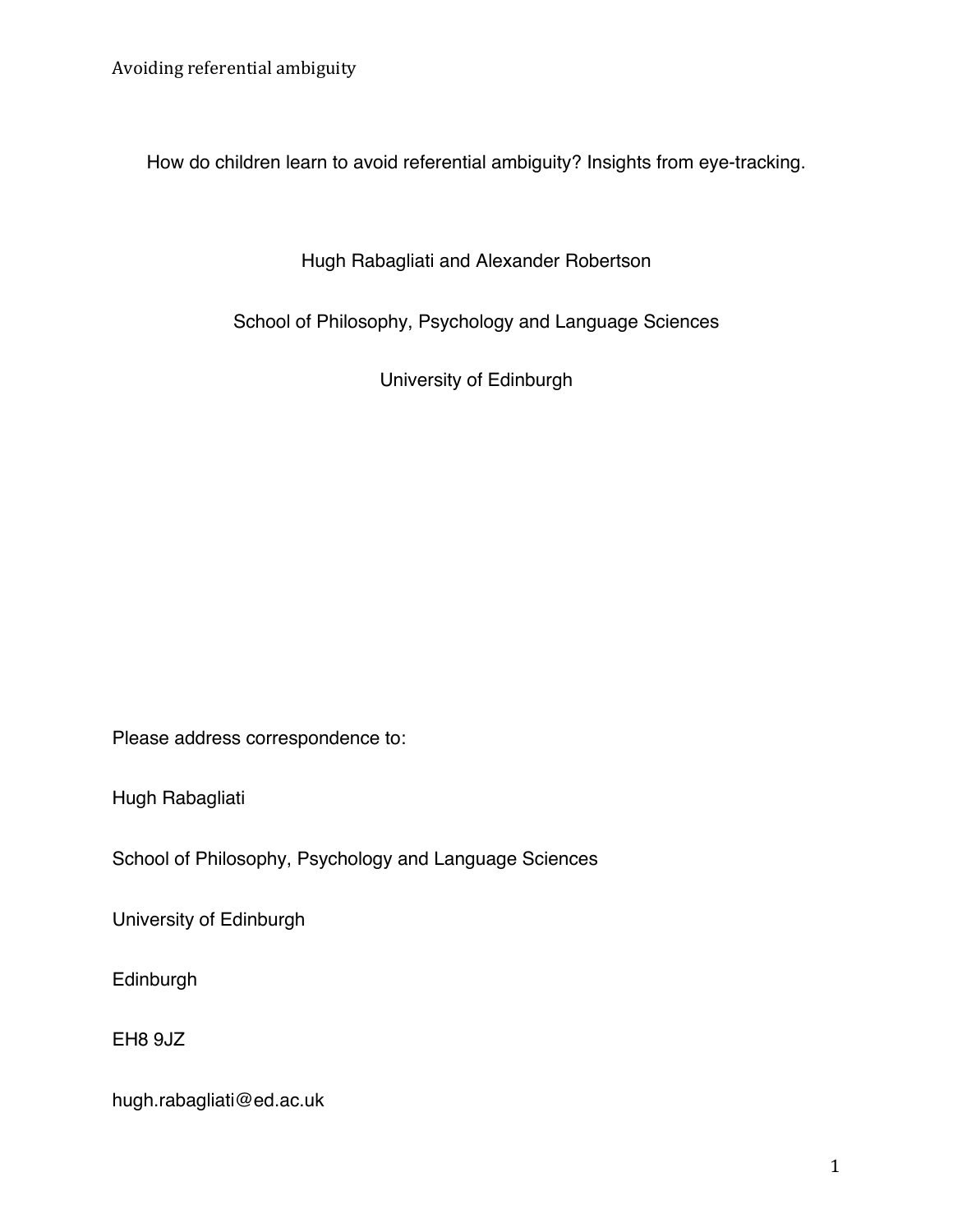How do children learn to avoid referential ambiguity? Insights from eye-tracking.

Hugh Rabagliati and Alexander Robertson

School of Philosophy, Psychology and Language Sciences

University of Edinburgh

Please address correspondence to:

Hugh Rabagliati

School of Philosophy, Psychology and Language Sciences

University of Edinburgh

Edinburgh

EH8 9JZ

hugh.rabagliati@ed.ac.uk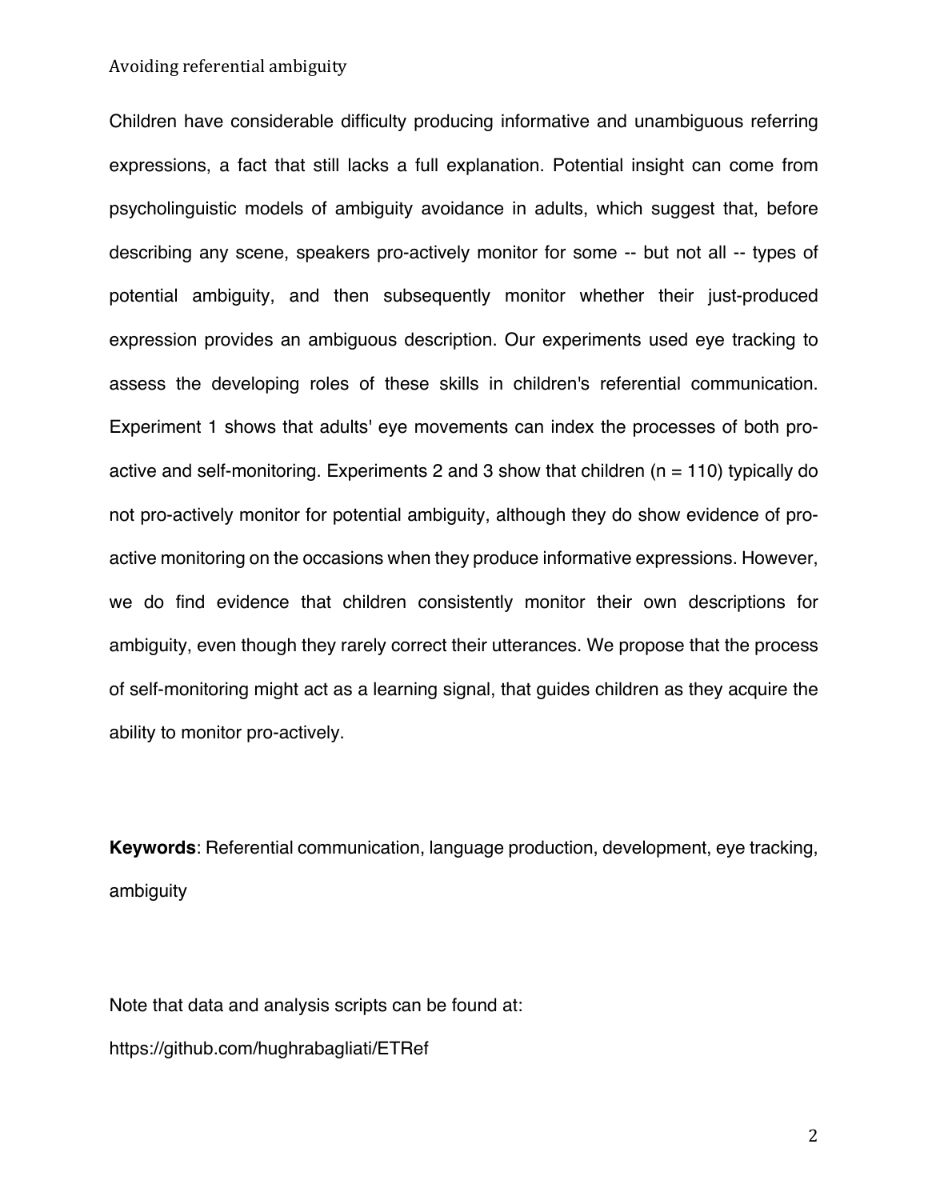Children have considerable difficulty producing informative and unambiguous referring expressions, a fact that still lacks a full explanation. Potential insight can come from psycholinguistic models of ambiguity avoidance in adults, which suggest that, before describing any scene, speakers pro-actively monitor for some -- but not all -- types of potential ambiguity, and then subsequently monitor whether their just-produced expression provides an ambiguous description. Our experiments used eye tracking to assess the developing roles of these skills in children's referential communication. Experiment 1 shows that adults' eye movements can index the processes of both pro-active and self-monitoring. Experiments 2 and 3 show that children (n = 110) typically do not pro-actively monitor for potential ambiguity, although they do show evidence of pro-active monitoring on the occasions when they produce informative expressions. However, we do find evidence that children consistently monitor their own descriptions for ambiguity, even though they rarely correct their utterances. We propose that the process of self-monitoring might act as a learning signal, that guides children as they acquire the ability to monitor pro-actively.

**Keywords**: Referential communication, language production, development, eye tracking, ambiguity

Note that data and analysis scripts can be found at:

https://github.com/hughrabagliati/ETRef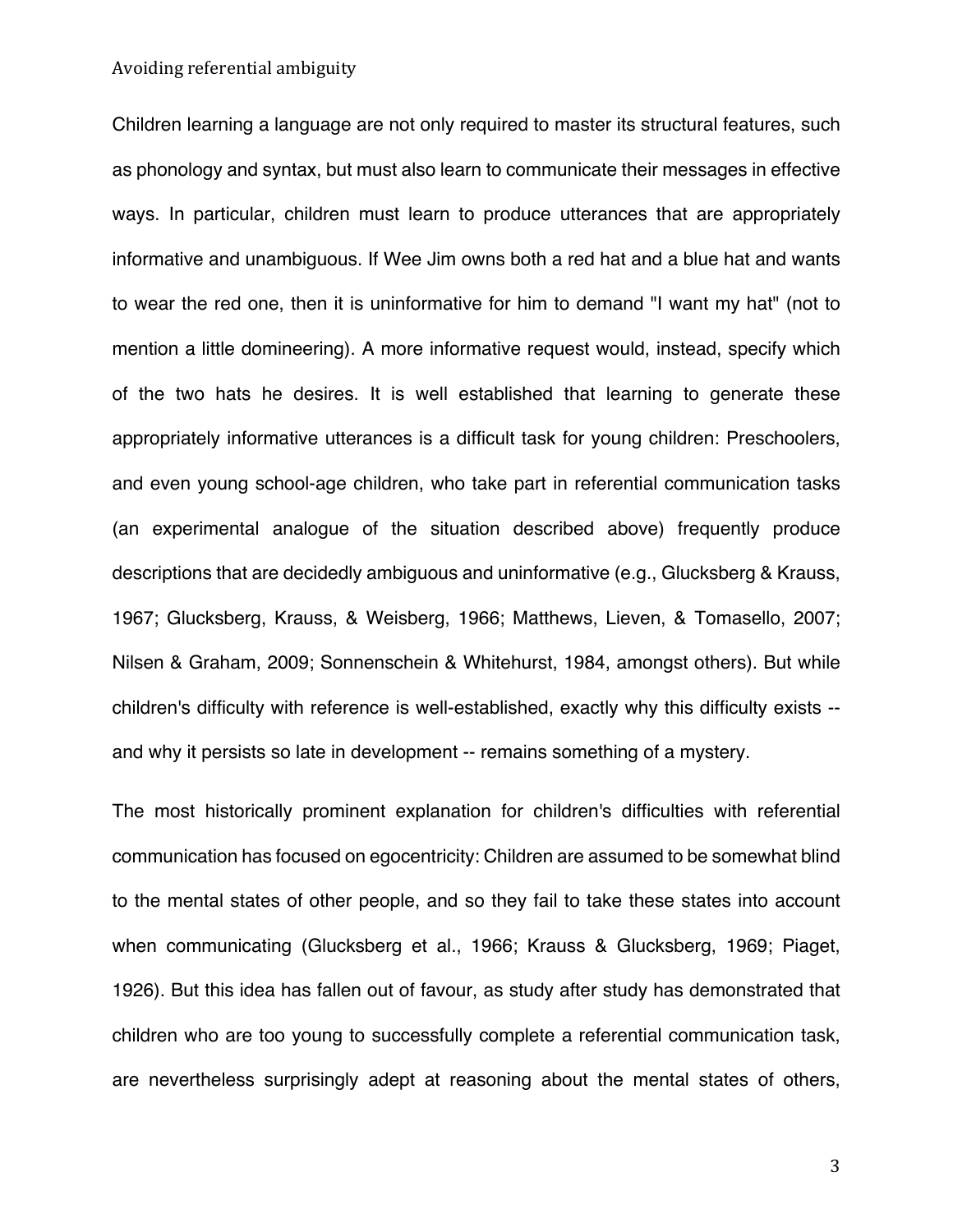Children learning a language are not only required to master its structural features, such as phonology and syntax, but must also learn to communicate their messages in effective ways. In particular, children must learn to produce utterances that are appropriately informative and unambiguous. If Wee Jim owns both a red hat and a blue hat and wants to wear the red one, then it is uninformative for him to demand "I want my hat" (not to mention a little domineering). A more informative request would, instead, specify which of the two hats he desires. It is well established that learning to generate these appropriately informative utterances is a difficult task for young children: Preschoolers, and even young school-age children, who take part in referential communication tasks (an experimental analogue of the situation described above) frequently produce descriptions that are decidedly ambiguous and uninformative (e.g., Glucksberg & Krauss, 1967; Glucksberg, Krauss, & Weisberg, 1966; Matthews, Lieven, & Tomasello, 2007; Nilsen & Graham, 2009; Sonnenschein & Whitehurst, 1984, amongst others). But while children's difficulty with reference is well-established, exactly why this difficulty exists -- and why it persists so late in development -- remains something of a mystery.

The most historically prominent explanation for children's difficulties with referential communication has focused on egocentricity: Children are assumed to be somewhat blind to the mental states of other people, and so they fail to take these states into account when communicating (Glucksberg et al., 1966; Krauss & Glucksberg, 1969; Piaget, 1926). But this idea has fallen out of favour, as study after study has demonstrated that children who are too young to successfully complete a referential communication task, are nevertheless surprisingly adept at reasoning about the mental states of others,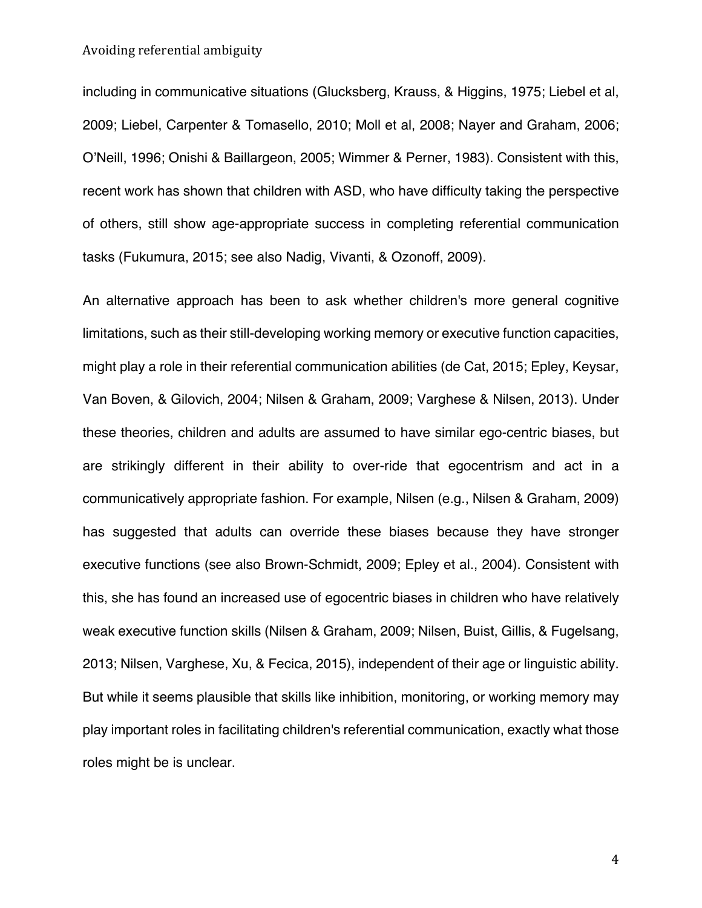including in communicative situations (Glucksberg, Krauss, & Higgins, 1975; Liebel et al, 2009; Liebel, Carpenter & Tomasello, 2010; Moll et al, 2008; Nayer and Graham, 2006; O'Neill, 1996; Onishi & Baillargeon, 2005; Wimmer & Perner, 1983). Consistent with this, recent work has shown that children with ASD, who have difficulty taking the perspective of others, still show age-appropriate success in completing referential communication tasks (Fukumura, 2015; see also Nadig, Vivanti, & Ozonoff, 2009).

An alternative approach has been to ask whether children's more general cognitive limitations, such as their still-developing working memory or executive function capacities, might play a role in their referential communication abilities (de Cat, 2015; Epley, Keysar, Van Boven, & Gilovich, 2004; Nilsen & Graham, 2009; Varghese & Nilsen, 2013). Under these theories, children and adults are assumed to have similar ego-centric biases, but are strikingly different in their ability to over-ride that egocentrism and act in a communicatively appropriate fashion. For example, Nilsen (e.g., Nilsen & Graham, 2009) has suggested that adults can override these biases because they have stronger executive functions (see also Brown-Schmidt, 2009; Epley et al., 2004). Consistent with this, she has found an increased use of egocentric biases in children who have relatively weak executive function skills (Nilsen & Graham, 2009; Nilsen, Buist, Gillis, & Fugelsang, 2013; Nilsen, Varghese, Xu, & Fecica, 2015), independent of their age or linguistic ability. But while it seems plausible that skills like inhibition, monitoring, or working memory may play important roles in facilitating children's referential communication, exactly what those roles might be is unclear.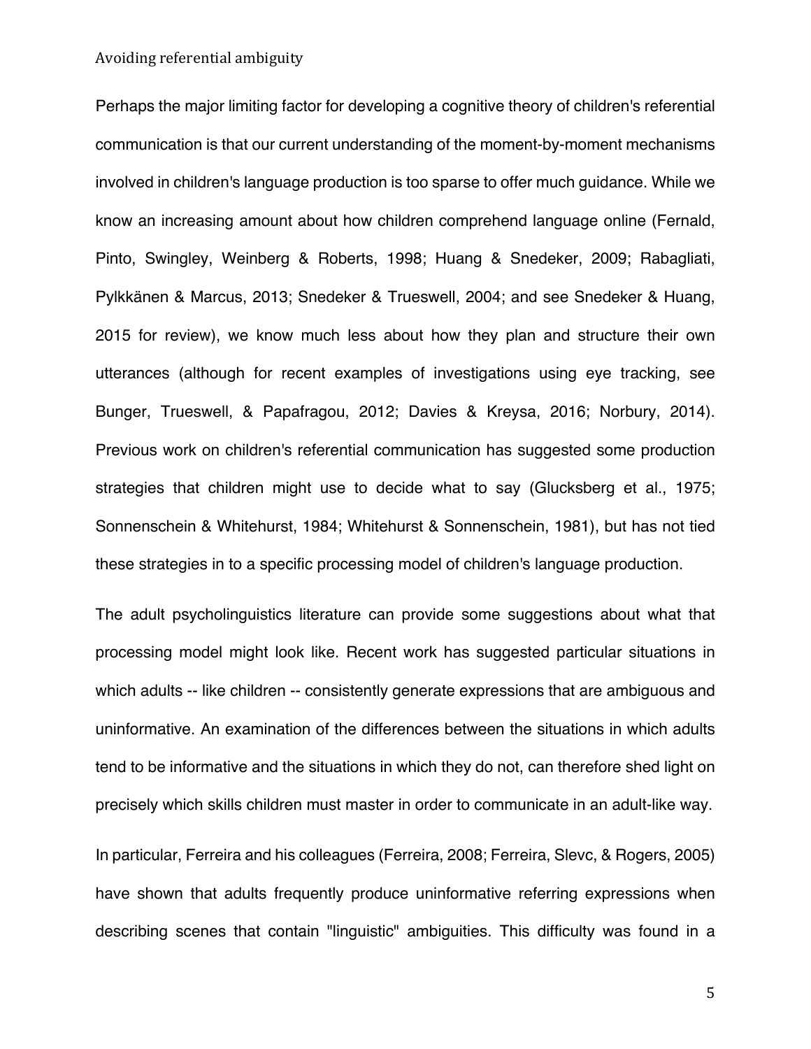Perhaps the major limiting factor for developing a cognitive theory of children's referential communication is that our current understanding of the moment-by-moment mechanisms involved in children's language production is too sparse to offer much guidance. While we know an increasing amount about how children comprehend language online (Fernald, Pinto, Swingley, Weinberg & Roberts, 1998; Huang & Snedeker, 2009; Rabagliati, Pylkkänen & Marcus, 2013; Snedeker & Trueswell, 2004; and see Snedeker & Huang, 2015 for review), we know much less about how they plan and structure their own utterances (although for recent examples of investigations using eye tracking, see Bunger, Trueswell, & Papafragou, 2012; Davies & Kreysa, 2016; Norbury, 2014). Previous work on children's referential communication has suggested some production strategies that children might use to decide what to say (Glucksberg et al., 1975; Sonnenschein & Whitehurst, 1984; Whitehurst & Sonnenschein, 1981), but has not tied these strategies in to a specific processing model of children's language production.

The adult psycholinguistics literature can provide some suggestions about what that processing model might look like. Recent work has suggested particular situations in which adults -- like children -- consistently generate expressions that are ambiguous and uninformative. An examination of the differences between the situations in which adults tend to be informative and the situations in which they do not, can therefore shed light on precisely which skills children must master in order to communicate in an adult-like way.

In particular, Ferreira and his colleagues (Ferreira, 2008; Ferreira, Slevc, & Rogers, 2005) have shown that adults frequently produce uninformative referring expressions when describing scenes that contain "linguistic" ambiguities. This difficulty was found in a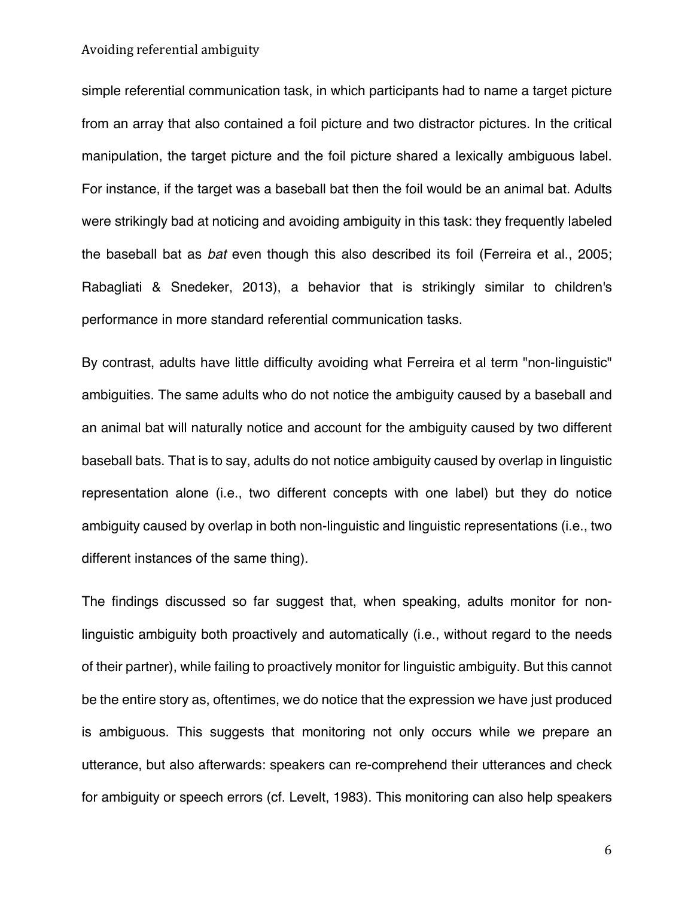simple referential communication task, in which participants had to name a target picture from an array that also contained a foil picture and two distractor pictures. In the critical manipulation, the target picture and the foil picture shared a lexically ambiguous label. For instance, if the target was a baseball bat then the foil would be an animal bat. Adults were strikingly bad at noticing and avoiding ambiguity in this task: they frequently labeled the baseball bat as *bat* even though this also described its foil (Ferreira et al., 2005; Rabagliati & Snedeker, 2013), a behavior that is strikingly similar to children's performance in more standard referential communication tasks.

By contrast, adults have little difficulty avoiding what Ferreira et al term "non-linguistic" ambiguities. The same adults who do not notice the ambiguity caused by a baseball and an animal bat will naturally notice and account for the ambiguity caused by two different baseball bats. That is to say, adults do not notice ambiguity caused by overlap in linguistic representation alone (i.e., two different concepts with one label) but they do notice ambiguity caused by overlap in both non-linguistic and linguistic representations (i.e., two different instances of the same thing).

The findings discussed so far suggest that, when speaking, adults monitor for non-linguistic ambiguity both proactively and automatically (i.e., without regard to the needs of their partner), while failing to proactively monitor for linguistic ambiguity. But this cannot be the entire story as, oftentimes, we do notice that the expression we have just produced is ambiguous. This suggests that monitoring not only occurs while we prepare an utterance, but also afterwards: speakers can re-comprehend their utterances and check for ambiguity or speech errors (cf. Levelt, 1983). This monitoring can also help speakers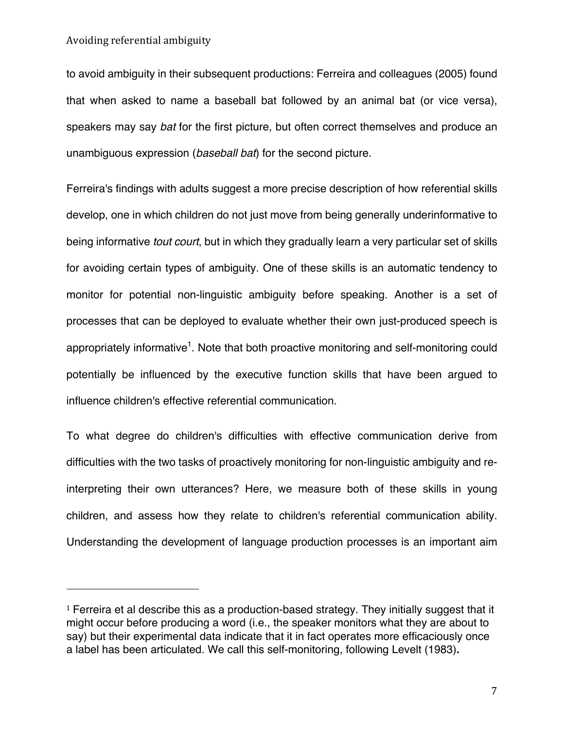to avoid ambiguity in their subsequent productions: Ferreira and colleagues (2005) found that when asked to name a baseball bat followed by an animal bat (or vice versa), speakers may say *bat* for the first picture, but often correct themselves and produce an unambiguous expression (*baseball bat*) for the second picture.

Ferreira's findings with adults suggest a more precise description of how referential skills develop, one in which children do not just move from being generally underinformative to being informative *tout court*, but in which they gradually learn a very particular set of skills for avoiding certain types of ambiguity. One of these skills is an automatic tendency to monitor for potential non-linguistic ambiguity before speaking. Another is a set of processes that can be deployed to evaluate whether their own just-produced speech is appropriately informative[1]. Note that both proactive monitoring and self-monitoring could potentially be influenced by the executive function skills that have been argued to influence children's effective referential communication.

To what degree do children's difficulties with effective communication derive from difficulties with the two tasks of proactively monitoring for non-linguistic ambiguity and re-interpreting their own utterances? Here, we measure both of these skills in young children, and assess how they relate to children's referential communication ability. Understanding the development of language production processes is an important aim

---

[1] Ferreira et al describe this as a production-based strategy. They initially suggest that it might occur before producing a word (i.e., the speaker monitors what they are about to say) but their experimental data indicate that it in fact operates more efficaciously once a label has been articulated. We call this self-monitoring, following Levelt (1983)**.**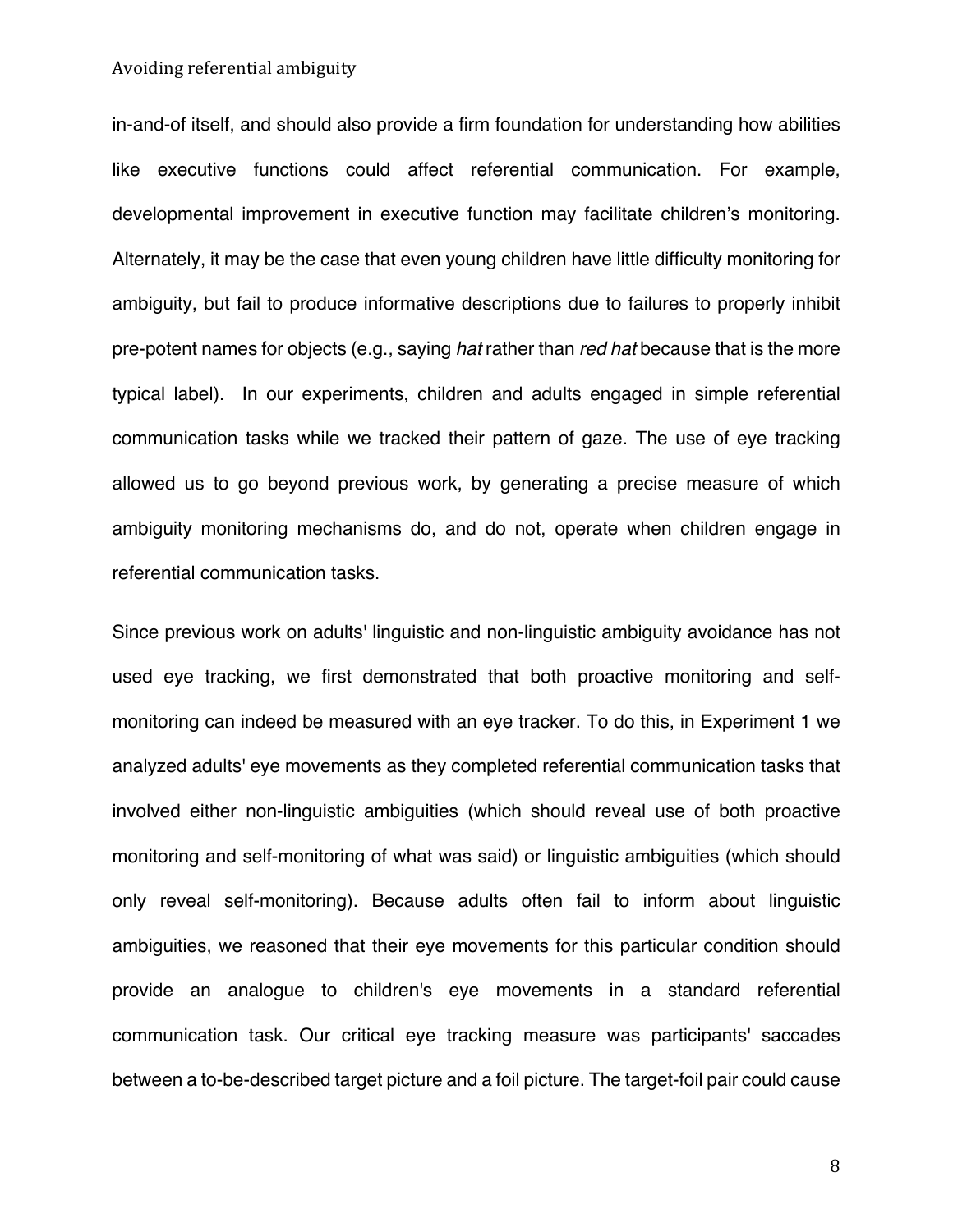in-and-of itself, and should also provide a firm foundation for understanding how abilities like executive functions could affect referential communication. For example, developmental improvement in executive function may facilitate children's monitoring. Alternately, it may be the case that even young children have little difficulty monitoring for ambiguity, but fail to produce informative descriptions due to failures to properly inhibit pre-potent names for objects (e.g., saying *hat* rather than *red hat* because that is the more typical label). In our experiments, children and adults engaged in simple referential communication tasks while we tracked their pattern of gaze. The use of eye tracking allowed us to go beyond previous work, by generating a precise measure of which ambiguity monitoring mechanisms do, and do not, operate when children engage in referential communication tasks.

Since previous work on adults' linguistic and non-linguistic ambiguity avoidance has not used eye tracking, we first demonstrated that both proactive monitoring and self-monitoring can indeed be measured with an eye tracker. To do this, in Experiment 1 we analyzed adults' eye movements as they completed referential communication tasks that involved either non-linguistic ambiguities (which should reveal use of both proactive monitoring and self-monitoring of what was said) or linguistic ambiguities (which should only reveal self-monitoring). Because adults often fail to inform about linguistic ambiguities, we reasoned that their eye movements for this particular condition should provide an analogue to children's eye movements in a standard referential communication task. Our critical eye tracking measure was participants' saccades between a to-be-described target picture and a foil picture. The target-foil pair could cause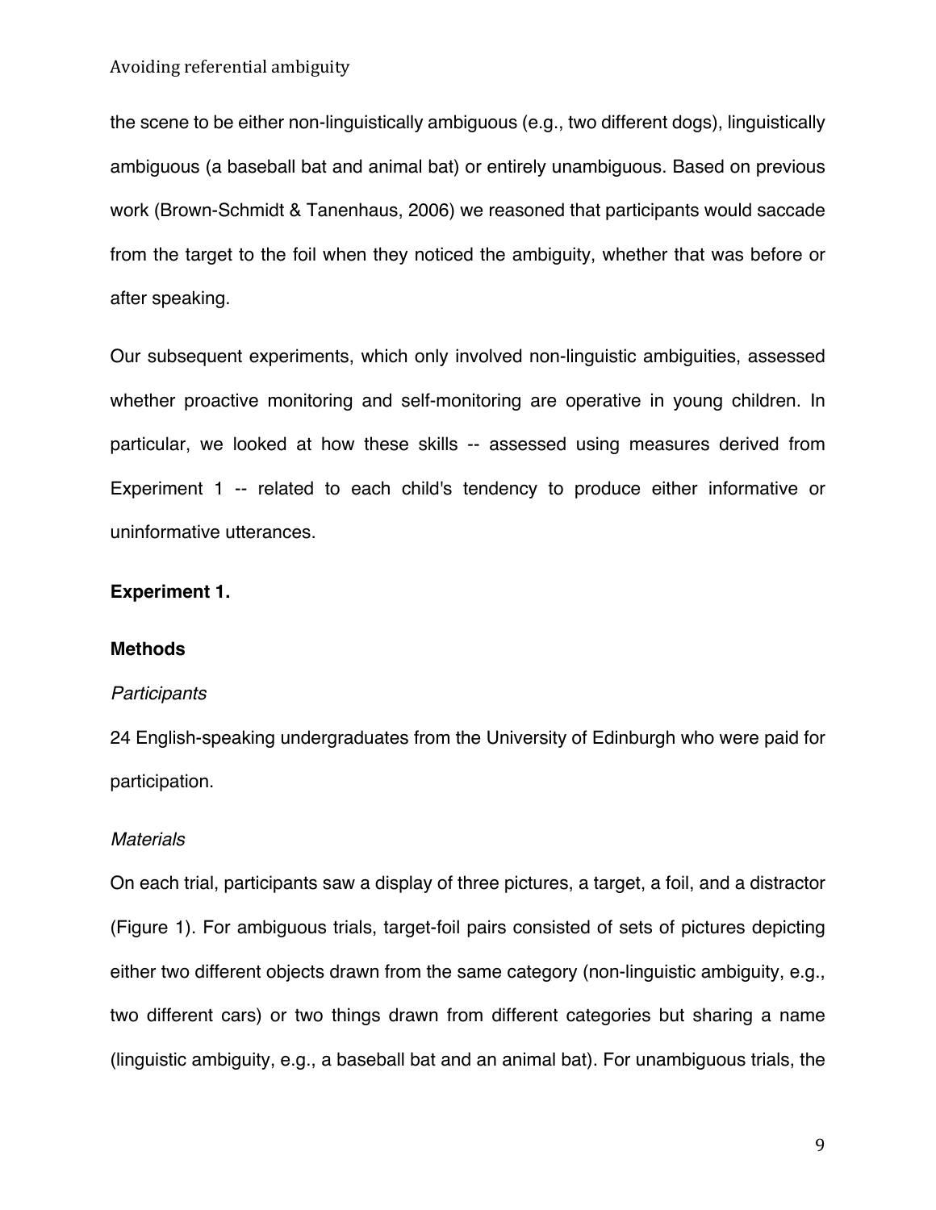the scene to be either non-linguistically ambiguous (e.g., two different dogs), linguistically ambiguous (a baseball bat and animal bat) or entirely unambiguous. Based on previous work (Brown-Schmidt & Tanenhaus, 2006) we reasoned that participants would saccade from the target to the foil when they noticed the ambiguity, whether that was before or after speaking.

Our subsequent experiments, which only involved non-linguistic ambiguities, assessed whether proactive monitoring and self-monitoring are operative in young children. In particular, we looked at how these skills -- assessed using measures derived from Experiment 1 -- related to each child's tendency to produce either informative or uninformative utterances.

## Experiment 1.

### Methods

#### *Participants*

24 English-speaking undergraduates from the University of Edinburgh who were paid for participation.

#### *Materials*

On each trial, participants saw a display of three pictures, a target, a foil, and a distractor (Figure 1). For ambiguous trials, target-foil pairs consisted of sets of pictures depicting either two different objects drawn from the same category (non-linguistic ambiguity, e.g., two different cars) or two things drawn from different categories but sharing a name (linguistic ambiguity, e.g., a baseball bat and an animal bat). For unambiguous trials, the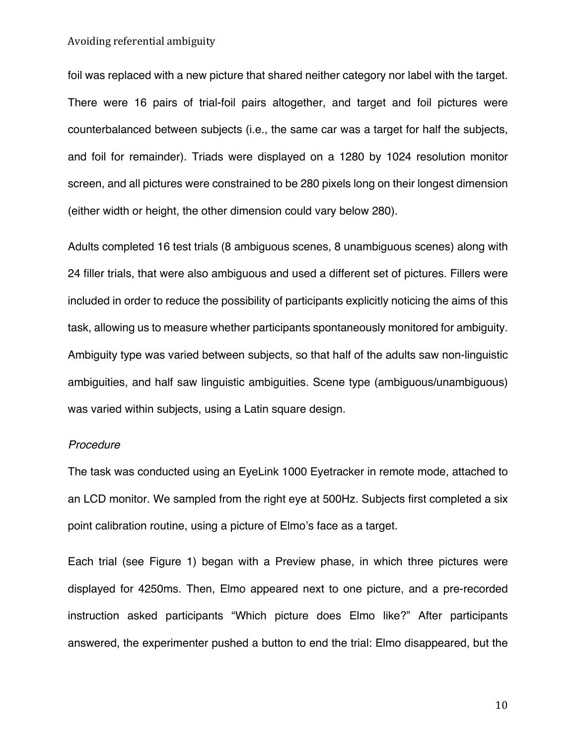foil was replaced with a new picture that shared neither category nor label with the target. There were 16 pairs of trial-foil pairs altogether, and target and foil pictures were counterbalanced between subjects (i.e., the same car was a target for half the subjects, and foil for remainder). Triads were displayed on a 1280 by 1024 resolution monitor screen, and all pictures were constrained to be 280 pixels long on their longest dimension (either width or height, the other dimension could vary below 280).

Adults completed 16 test trials (8 ambiguous scenes, 8 unambiguous scenes) along with 24 filler trials, that were also ambiguous and used a different set of pictures. Fillers were included in order to reduce the possibility of participants explicitly noticing the aims of this task, allowing us to measure whether participants spontaneously monitored for ambiguity. Ambiguity type was varied between subjects, so that half of the adults saw non-linguistic ambiguities, and half saw linguistic ambiguities. Scene type (ambiguous/unambiguous) was varied within subjects, using a Latin square design.

*Procedure*

The task was conducted using an EyeLink 1000 Eyetracker in remote mode, attached to an LCD monitor. We sampled from the right eye at 500Hz. Subjects first completed a six point calibration routine, using a picture of Elmo's face as a target.

Each trial (see Figure 1) began with a Preview phase, in which three pictures were displayed for 4250ms. Then, Elmo appeared next to one picture, and a pre-recorded instruction asked participants "Which picture does Elmo like?" After participants answered, the experimenter pushed a button to end the trial: Elmo disappeared, but the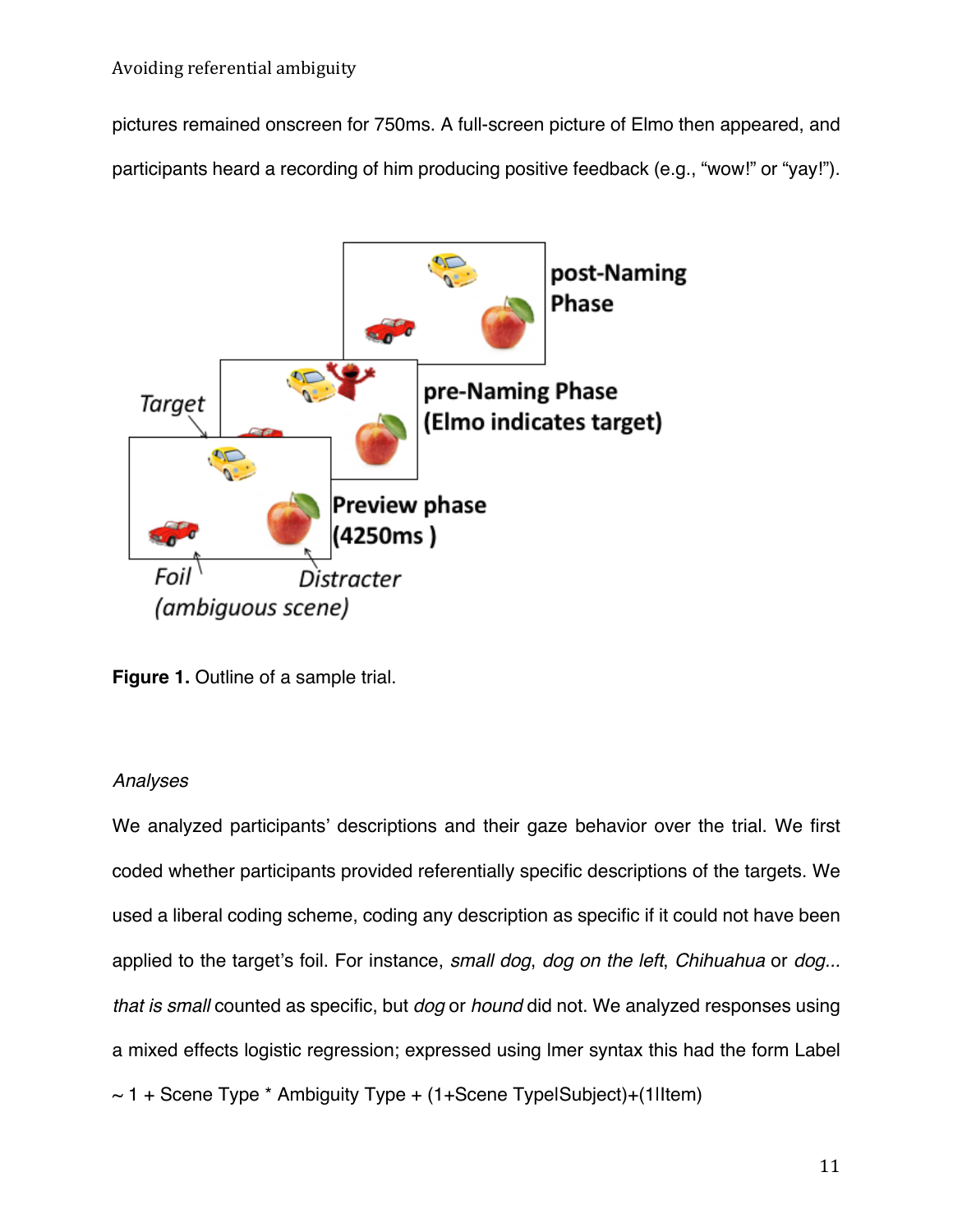pictures remained onscreen for 750ms. A full-screen picture of Elmo then appeared, and participants heard a recording of him producing positive feedback (e.g., “wow!” or “yay!”).

**Figure 1.** Outline of a sample trial.

*Analyses*

We analyzed participants’ descriptions and their gaze behavior over the trial. We first coded whether participants provided referentially specific descriptions of the targets. We used a liberal coding scheme, coding any description as specific if it could not have been applied to the target’s foil. For instance, *small dog*, *dog on the left*, *Chihuahua* or *dog... that is small* counted as specific, but *dog* or *hound* did not. We analyzed responses using a mixed effects logistic regression; expressed using lmer syntax this had the form Label ~ 1 + Scene Type * Ambiguity Type + (1+Scene Type|Subject)+(1|Item)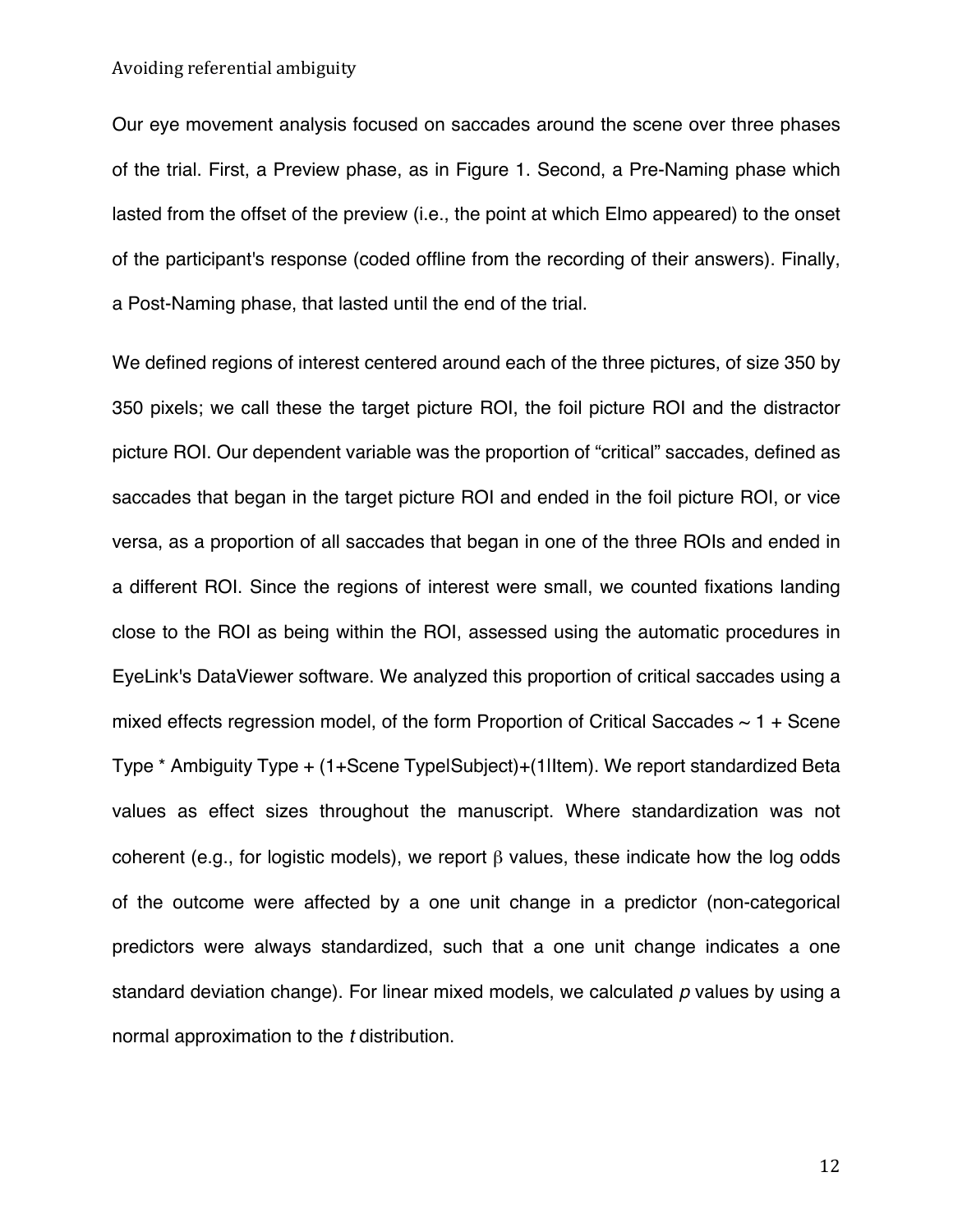Our eye movement analysis focused on saccades around the scene over three phases of the trial. First, a Preview phase, as in Figure 1. Second, a Pre-Naming phase which lasted from the offset of the preview (i.e., the point at which Elmo appeared) to the onset of the participant's response (coded offline from the recording of their answers). Finally, a Post-Naming phase, that lasted until the end of the trial.

We defined regions of interest centered around each of the three pictures, of size 350 by 350 pixels; we call these the target picture ROI, the foil picture ROI and the distractor picture ROI. Our dependent variable was the proportion of "critical" saccades, defined as saccades that began in the target picture ROI and ended in the foil picture ROI, or vice versa, as a proportion of all saccades that began in one of the three ROIs and ended in a different ROI. Since the regions of interest were small, we counted fixations landing close to the ROI as being within the ROI, assessed using the automatic procedures in EyeLink's DataViewer software. We analyzed this proportion of critical saccades using a mixed effects regression model, of the form Proportion of Critical Saccades ~ 1 + Scene Type * Ambiguity Type + (1+Scene Type|Subject)+(1|Item). We report standardized Beta values as effect sizes throughout the manuscript. Where standardization was not coherent (e.g., for logistic models), we report $\beta$ values, these indicate how the log odds of the outcome were affected by a one unit change in a predictor (non-categorical predictors were always standardized, such that a one unit change indicates a one standard deviation change). For linear mixed models, we calculated *p* values by using a normal approximation to the *t* distribution.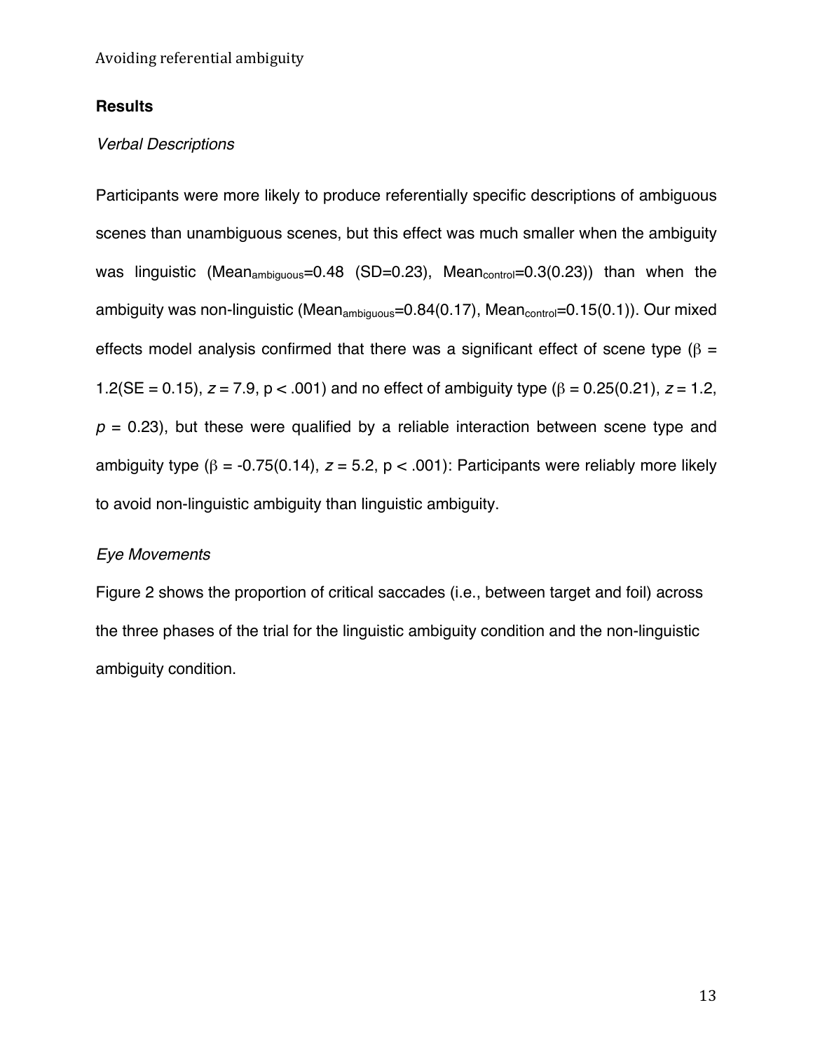## Results

### *Verbal Descriptions*

Participants were more likely to produce referentially specific descriptions of ambiguous scenes than unambiguous scenes, but this effect was much smaller when the ambiguity was linguistic ($Mean_{ambiguous}$=0.48 (SD=0.23), $Mean_{control}$=0.3(0.23)) than when the ambiguity was non-linguistic ($Mean_{ambiguous}$=0.84(0.17), $Mean_{control}$=0.15(0.1)). Our mixed effects model analysis confirmed that there was a significant effect of scene type ($\beta$ = 1.2(SE = 0.15), $z$ = 7.9, p < .001) and no effect of ambiguity type ($\beta$ = 0.25(0.21), $z$ = 1.2, $p$ = 0.23), but these were qualified by a reliable interaction between scene type and ambiguity type ($\beta$ = -0.75(0.14), $z$ = 5.2, p < .001): Participants were reliably more likely to avoid non-linguistic ambiguity than linguistic ambiguity.

### *Eye Movements*

Figure 2 shows the proportion of critical saccades (i.e., between target and foil) across the three phases of the trial for the linguistic ambiguity condition and the non-linguistic ambiguity condition.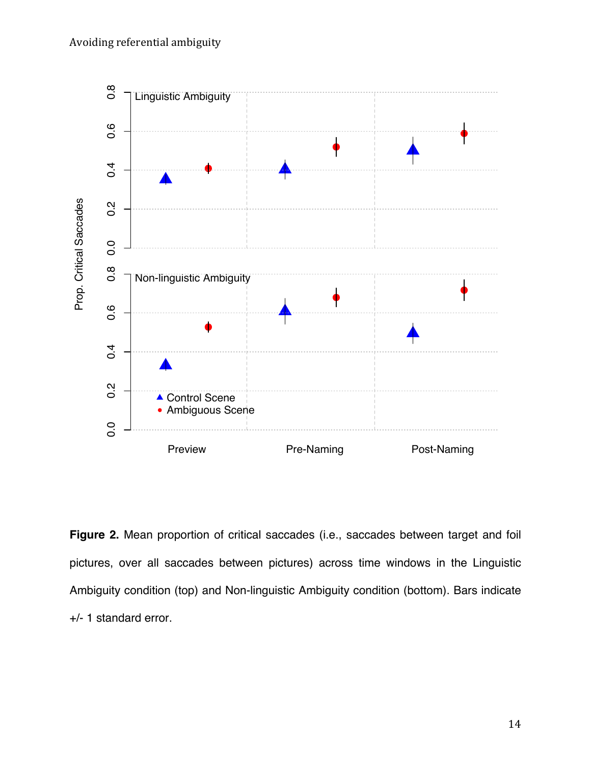**Figure 2.** Mean proportion of critical saccades (i.e., saccades between target and foil pictures, over all saccades between pictures) across time windows in the Linguistic Ambiguity condition (top) and Non-linguistic Ambiguity condition (bottom). Bars indicate +/- 1 standard error.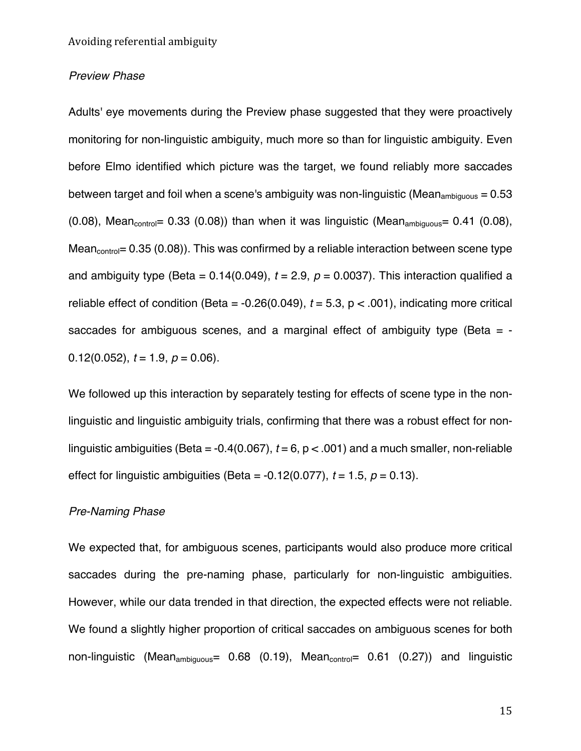*Preview Phase*

Adults' eye movements during the Preview phase suggested that they were proactively monitoring for non-linguistic ambiguity, much more so than for linguistic ambiguity. Even before Elmo identified which picture was the target, we found reliably more saccades between target and foil when a scene's ambiguity was non-linguistic ($Mean_{ambiguous}$ = 0.53 (0.08), $Mean_{control}$= 0.33 (0.08)) than when it was linguistic ($Mean_{ambiguous}$= 0.41 (0.08), $Mean_{control}$= 0.35 (0.08)). This was confirmed by a reliable interaction between scene type and ambiguity type (Beta = 0.14(0.049), $t$ = 2.9, $p$ = 0.0037). This interaction qualified a reliable effect of condition (Beta = -0.26(0.049), $t$ = 5.3, $p < .001$), indicating more critical saccades for ambiguous scenes, and a marginal effect of ambiguity type (Beta = -0.12(0.052), $t$ = 1.9, $p$ = 0.06).

We followed up this interaction by separately testing for effects of scene type in the non-linguistic and linguistic ambiguity trials, confirming that there was a robust effect for non-linguistic ambiguities (Beta = -0.4(0.067), $t$ = 6, $p < .001$) and a much smaller, non-reliable effect for linguistic ambiguities (Beta = -0.12(0.077), $t$ = 1.5, $p$ = 0.13).

*Pre-Naming Phase*

We expected that, for ambiguous scenes, participants would also produce more critical saccades during the pre-naming phase, particularly for non-linguistic ambiguities. However, while our data trended in that direction, the expected effects were not reliable. We found a slightly higher proportion of critical saccades on ambiguous scenes for both non-linguistic ($Mean_{ambiguous}$= 0.68 (0.19), $Mean_{control}$= 0.61 (0.27)) and linguistic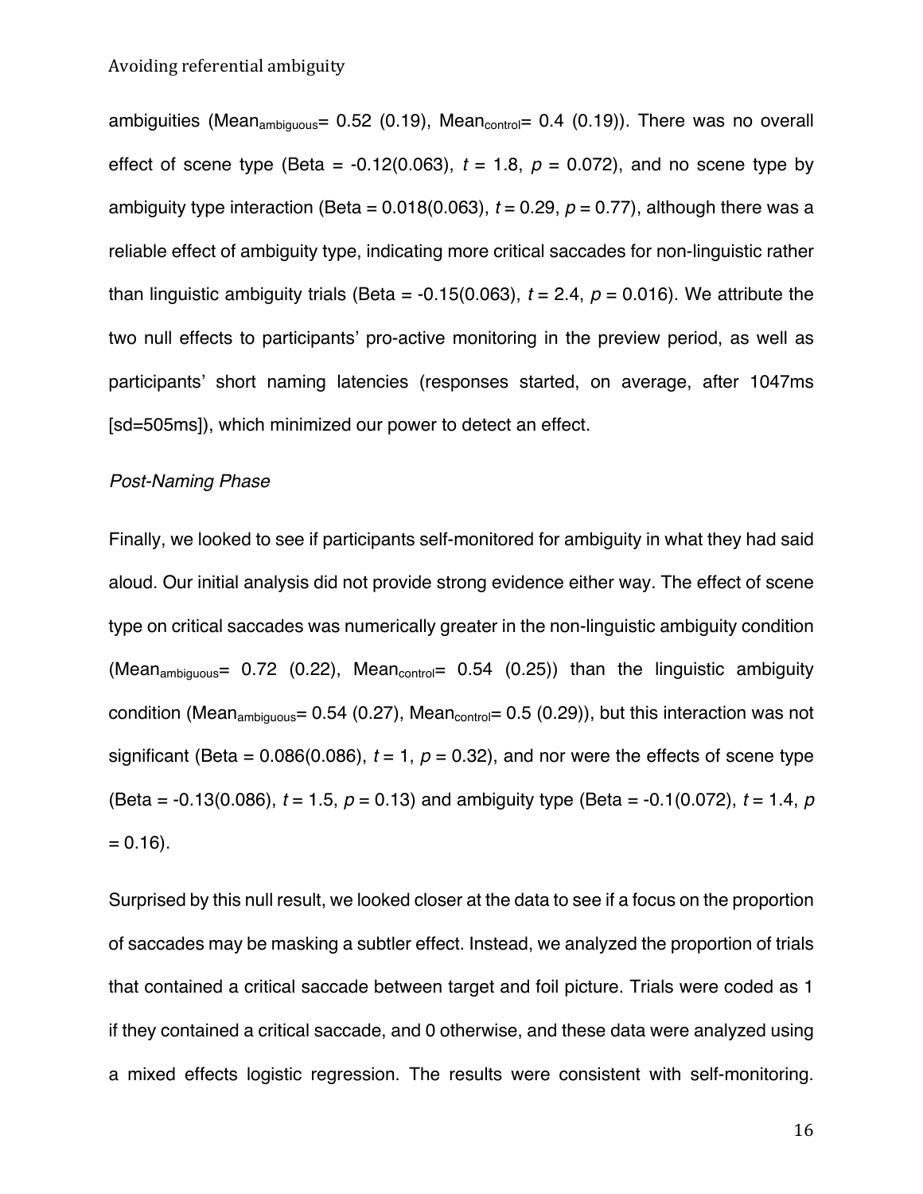ambiguities ($Mean_{ambiguous}$= 0.52 (0.19), $Mean_{control}$= 0.4 (0.19)). There was no overall effect of scene type (Beta = -0.12(0.063), $t$ = 1.8, $p$ = 0.072), and no scene type by ambiguity type interaction (Beta = 0.018(0.063), $t$ = 0.29, $p$ = 0.77), although there was a reliable effect of ambiguity type, indicating more critical saccades for non-linguistic rather than linguistic ambiguity trials (Beta = -0.15(0.063), $t$ = 2.4, $p$ = 0.016). We attribute the two null effects to participants' pro-active monitoring in the preview period, as well as participants' short naming latencies (responses started, on average, after 1047ms [sd=505ms]), which minimized our power to detect an effect.

*Post-Naming Phase*

Finally, we looked to see if participants self-monitored for ambiguity in what they had said aloud. Our initial analysis did not provide strong evidence either way. The effect of scene type on critical saccades was numerically greater in the non-linguistic ambiguity condition ($Mean_{ambiguous}$= 0.72 (0.22), $Mean_{control}$= 0.54 (0.25)) than the linguistic ambiguity condition ($Mean_{ambiguous}$= 0.54 (0.27), $Mean_{control}$= 0.5 (0.29)), but this interaction was not significant (Beta = 0.086(0.086), $t$ = 1, $p$ = 0.32), and nor were the effects of scene type (Beta = -0.13(0.086), $t$ = 1.5, $p$ = 0.13) and ambiguity type (Beta = -0.1(0.072), $t$ = 1.4, $p$ = 0.16).

Surprised by this null result, we looked closer at the data to see if a focus on the proportion of saccades may be masking a subtler effect. Instead, we analyzed the proportion of trials that contained a critical saccade between target and foil picture. Trials were coded as 1 if they contained a critical saccade, and 0 otherwise, and these data were analyzed using a mixed effects logistic regression. The results were consistent with self-monitoring.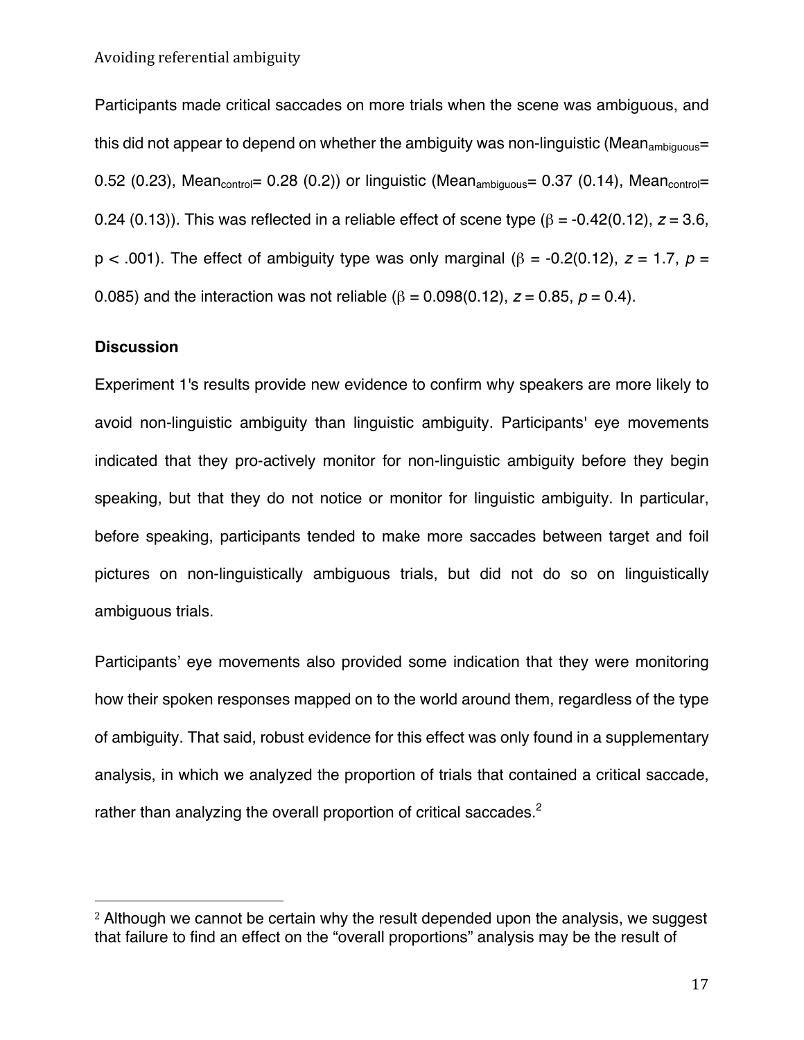Participants made critical saccades on more trials when the scene was ambiguous, and this did not appear to depend on whether the ambiguity was non-linguistic ($Mean_{ambiguous}$= 0.52 (0.23), $Mean_{control}$= 0.28 (0.2)) or linguistic ($Mean_{ambiguous}$= 0.37 (0.14), $Mean_{control}$= 0.24 (0.13)). This was reflected in a reliable effect of scene type ($\beta$ = -0.42(0.12), $z$ = 3.6, $p < .001$). The effect of ambiguity type was only marginal ($\beta$ = -0.2(0.12), $z$ = 1.7, $p$ = 0.085) and the interaction was not reliable ($\beta$ = 0.098(0.12), $z$ = 0.85, $p$ = 0.4).

**Discussion**

Experiment 1's results provide new evidence to confirm why speakers are more likely to avoid non-linguistic ambiguity than linguistic ambiguity. Participants' eye movements indicated that they pro-actively monitor for non-linguistic ambiguity before they begin speaking, but that they do not notice or monitor for linguistic ambiguity. In particular, before speaking, participants tended to make more saccades between target and foil pictures on non-linguistically ambiguous trials, but did not do so on linguistically ambiguous trials.

Participants' eye movements also provided some indication that they were monitoring how their spoken responses mapped on to the world around them, regardless of the type of ambiguity. That said, robust evidence for this effect was only found in a supplementary analysis, in which we analyzed the proportion of trials that contained a critical saccade, rather than analyzing the overall proportion of critical saccades.[2]

[2] Although we cannot be certain why the result depended upon the analysis, we suggest that failure to find an effect on the "overall proportions" analysis may be the result of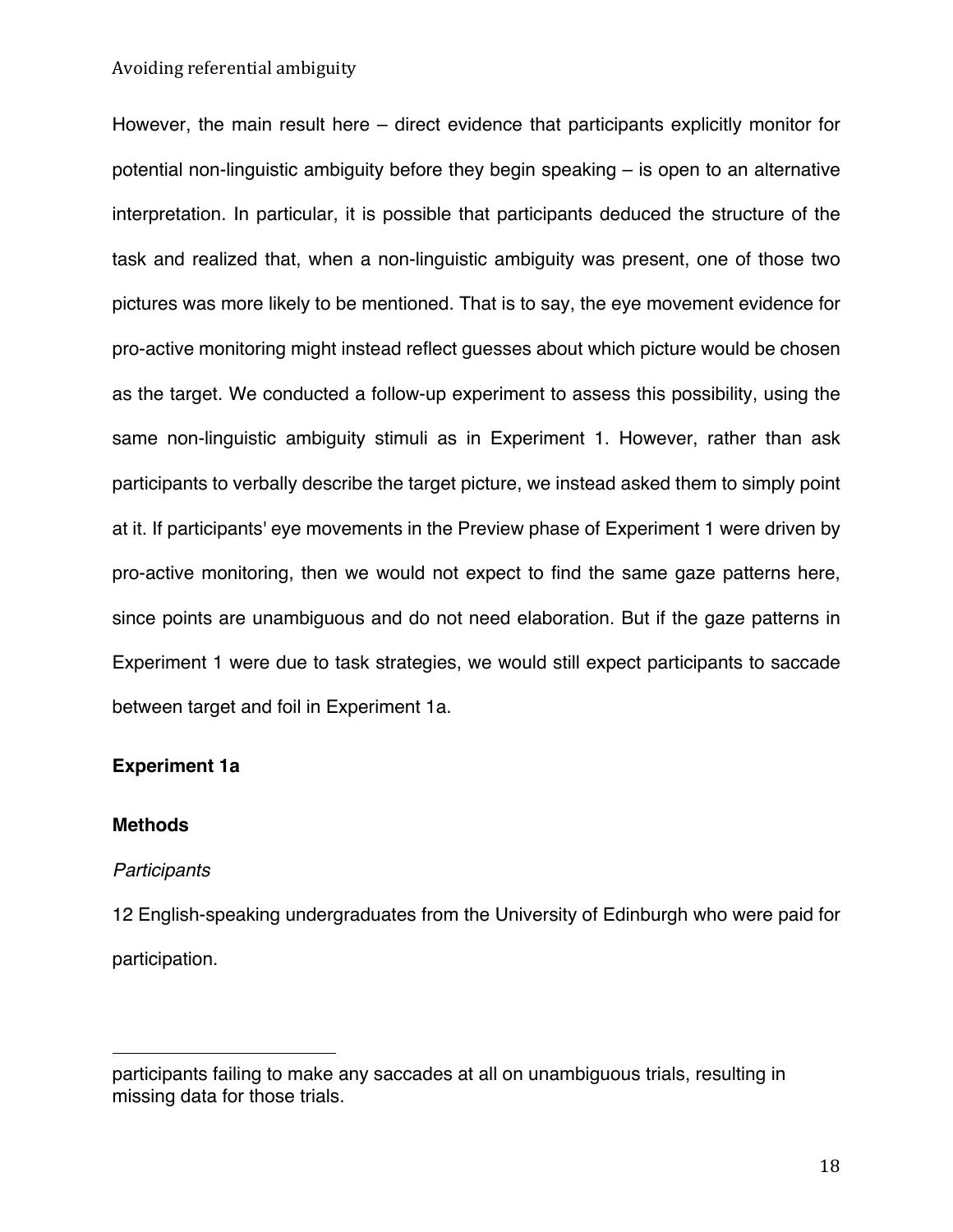However, the main result here – direct evidence that participants explicitly monitor for potential non-linguistic ambiguity before they begin speaking – is open to an alternative interpretation. In particular, it is possible that participants deduced the structure of the task and realized that, when a non-linguistic ambiguity was present, one of those two pictures was more likely to be mentioned. That is to say, the eye movement evidence for pro-active monitoring might instead reflect guesses about which picture would be chosen as the target. We conducted a follow-up experiment to assess this possibility, using the same non-linguistic ambiguity stimuli as in Experiment 1. However, rather than ask participants to verbally describe the target picture, we instead asked them to simply point at it. If participants' eye movements in the Preview phase of Experiment 1 were driven by pro-active monitoring, then we would not expect to find the same gaze patterns here, since points are unambiguous and do not need elaboration. But if the gaze patterns in Experiment 1 were due to task strategies, we would still expect participants to saccade between target and foil in Experiment 1a.

## Experiment 1a

### Methods

*Participants*

12 English-speaking undergraduates from the University of Edinburgh who were paid for participation.

---

participants failing to make any saccades at all on unambiguous trials, resulting in missing data for those trials.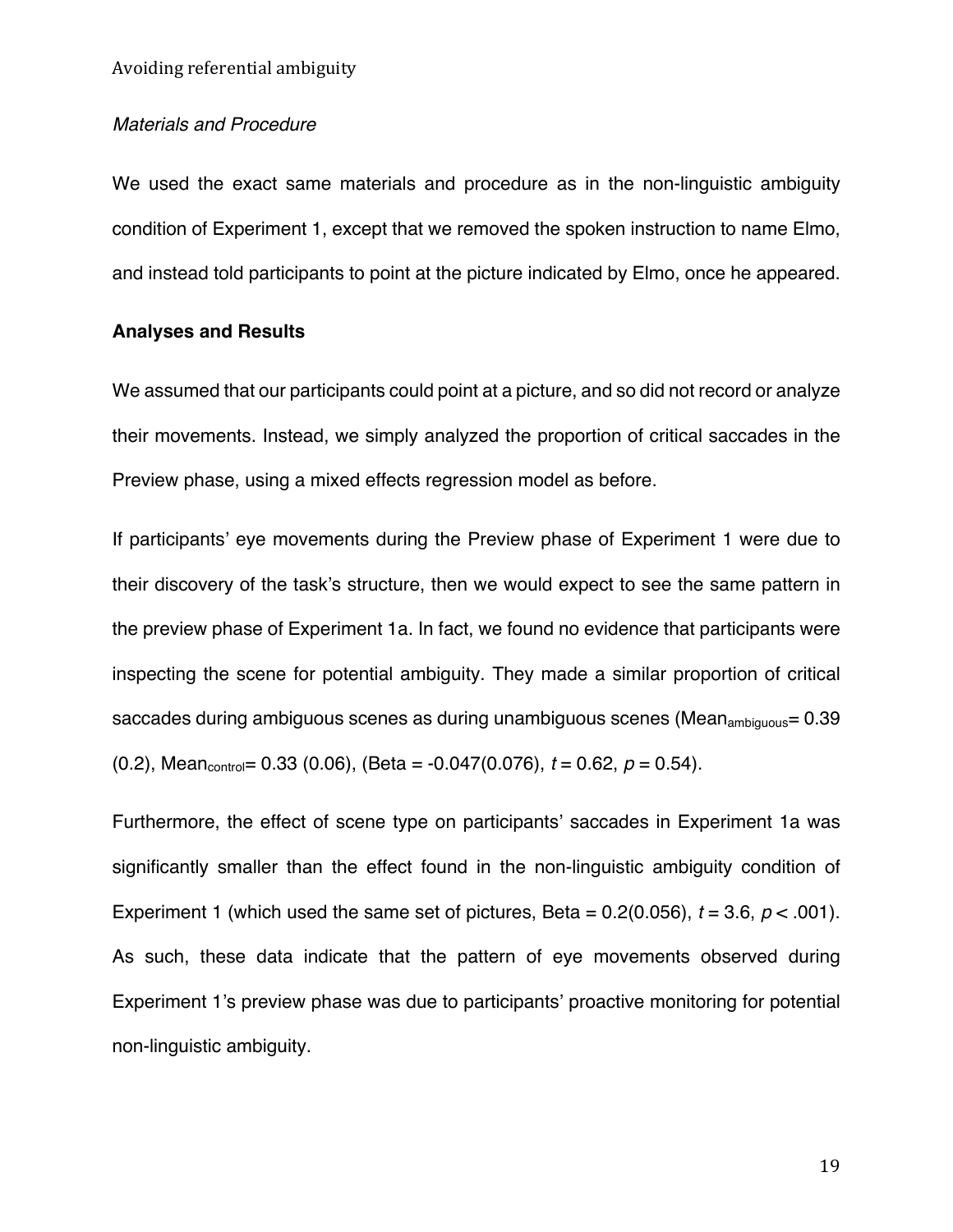*Materials and Procedure*

We used the exact same materials and procedure as in the non-linguistic ambiguity condition of Experiment 1, except that we removed the spoken instruction to name Elmo, and instead told participants to point at the picture indicated by Elmo, once he appeared.

**Analyses and Results**

We assumed that our participants could point at a picture, and so did not record or analyze their movements. Instead, we simply analyzed the proportion of critical saccades in the Preview phase, using a mixed effects regression model as before.

If participants' eye movements during the Preview phase of Experiment 1 were due to their discovery of the task's structure, then we would expect to see the same pattern in the preview phase of Experiment 1a. In fact, we found no evidence that participants were inspecting the scene for potential ambiguity. They made a similar proportion of critical saccades during ambiguous scenes as during unambiguous scenes ($Mean_{ambiguous}$= 0.39 (0.2), $Mean_{control}$= 0.33 (0.06), (Beta = -0.047(0.076), $t$ = 0.62, $p$ = 0.54).

Furthermore, the effect of scene type on participants' saccades in Experiment 1a was significantly smaller than the effect found in the non-linguistic ambiguity condition of Experiment 1 (which used the same set of pictures, Beta = 0.2(0.056), $t$ = 3.6, $p$ < .001). As such, these data indicate that the pattern of eye movements observed during Experiment 1's preview phase was due to participants' proactive monitoring for potential non-linguistic ambiguity.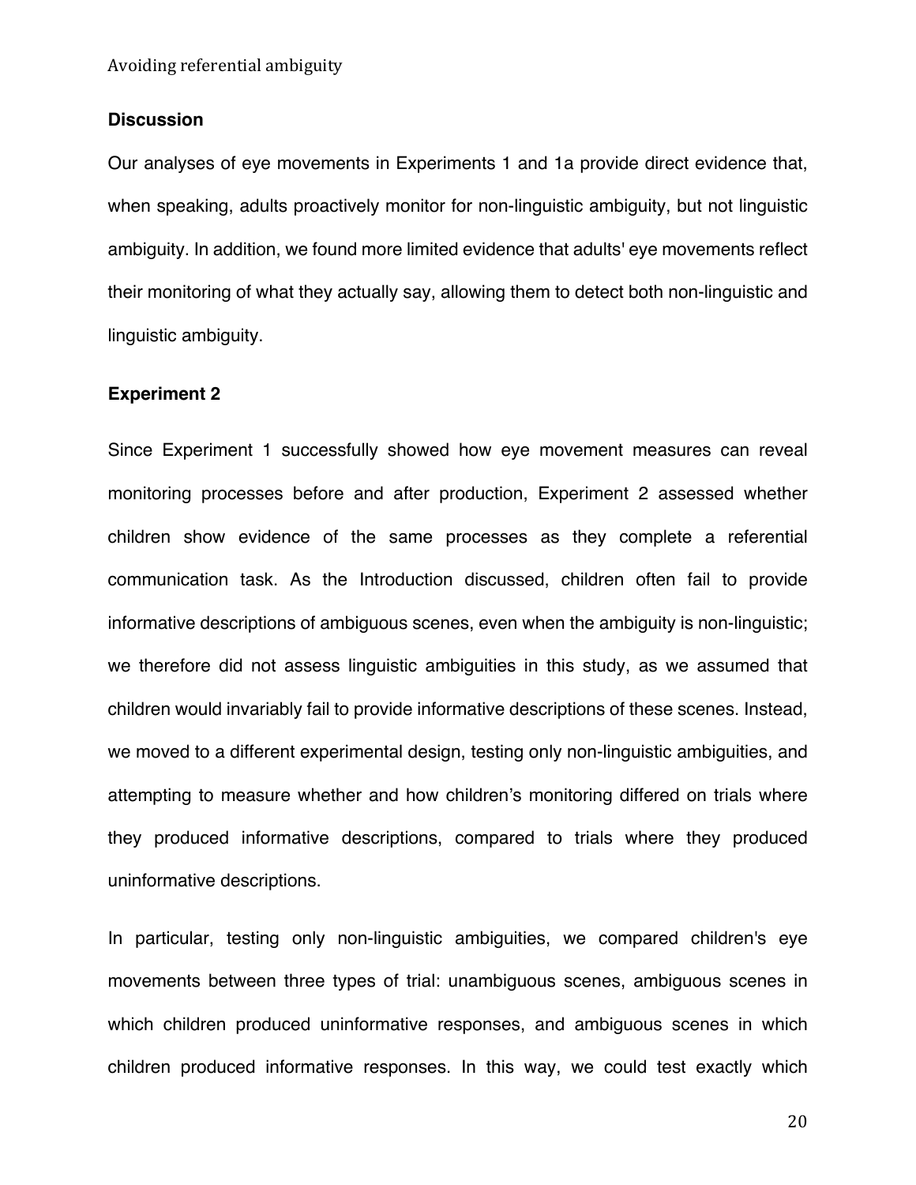### Discussion

Our analyses of eye movements in Experiments 1 and 1a provide direct evidence that, when speaking, adults proactively monitor for non-linguistic ambiguity, but not linguistic ambiguity. In addition, we found more limited evidence that adults' eye movements reflect their monitoring of what they actually say, allowing them to detect both non-linguistic and linguistic ambiguity.

### Experiment 2

Since Experiment 1 successfully showed how eye movement measures can reveal monitoring processes before and after production, Experiment 2 assessed whether children show evidence of the same processes as they complete a referential communication task. As the Introduction discussed, children often fail to provide informative descriptions of ambiguous scenes, even when the ambiguity is non-linguistic; we therefore did not assess linguistic ambiguities in this study, as we assumed that children would invariably fail to provide informative descriptions of these scenes. Instead, we moved to a different experimental design, testing only non-linguistic ambiguities, and attempting to measure whether and how children's monitoring differed on trials where they produced informative descriptions, compared to trials where they produced uninformative descriptions.

In particular, testing only non-linguistic ambiguities, we compared children's eye movements between three types of trial: unambiguous scenes, ambiguous scenes in which children produced uninformative responses, and ambiguous scenes in which children produced informative responses. In this way, we could test exactly which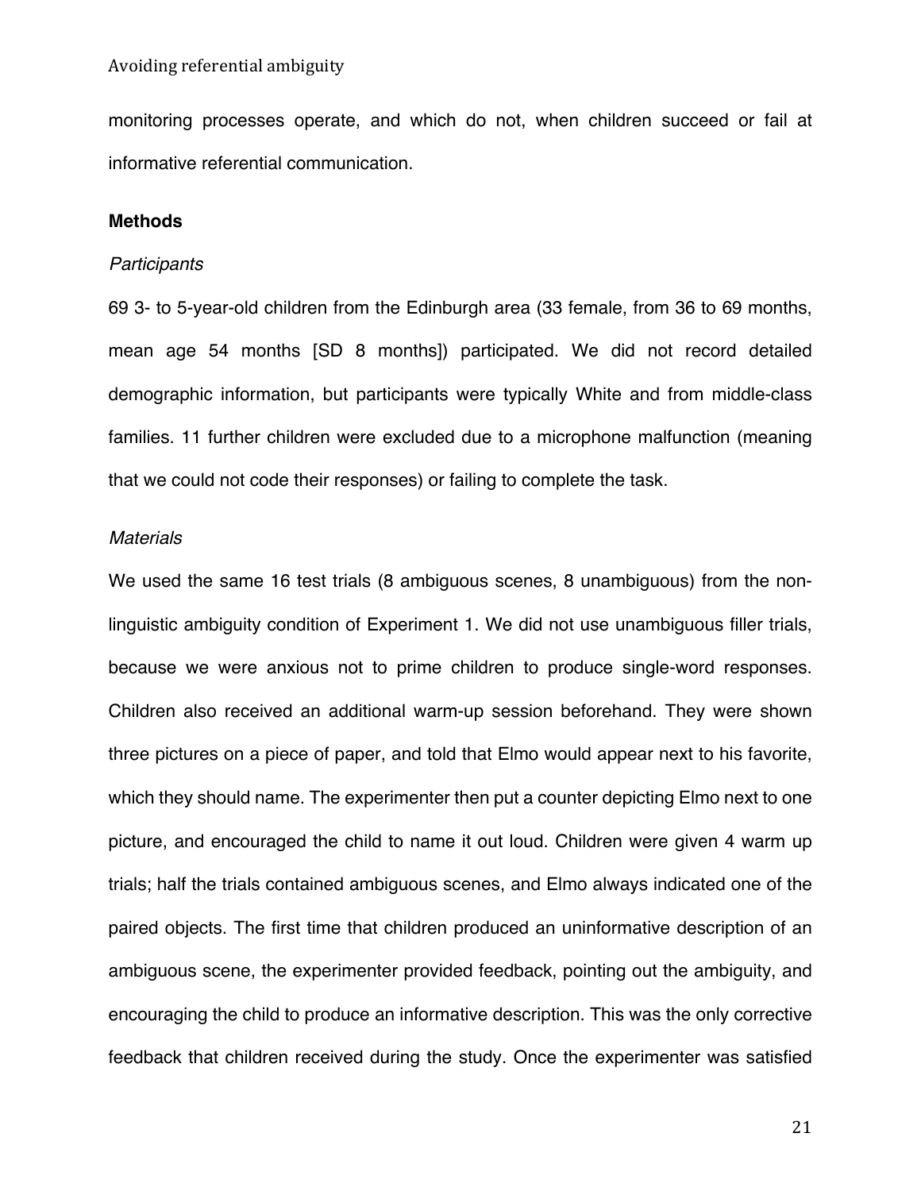monitoring processes operate, and which do not, when children succeed or fail at informative referential communication.

## Methods

### *Participants*

69 3- to 5-year-old children from the Edinburgh area (33 female, from 36 to 69 months, mean age 54 months [SD 8 months]) participated. We did not record detailed demographic information, but participants were typically White and from middle-class families. 11 further children were excluded due to a microphone malfunction (meaning that we could not code their responses) or failing to complete the task.

### *Materials*

We used the same 16 test trials (8 ambiguous scenes, 8 unambiguous) from the non-linguistic ambiguity condition of Experiment 1. We did not use unambiguous filler trials, because we were anxious not to prime children to produce single-word responses. Children also received an additional warm-up session beforehand. They were shown three pictures on a piece of paper, and told that Elmo would appear next to his favorite, which they should name. The experimenter then put a counter depicting Elmo next to one picture, and encouraged the child to name it out loud. Children were given 4 warm up trials; half the trials contained ambiguous scenes, and Elmo always indicated one of the paired objects. The first time that children produced an uninformative description of an ambiguous scene, the experimenter provided feedback, pointing out the ambiguity, and encouraging the child to produce an informative description. This was the only corrective feedback that children received during the study. Once the experimenter was satisfied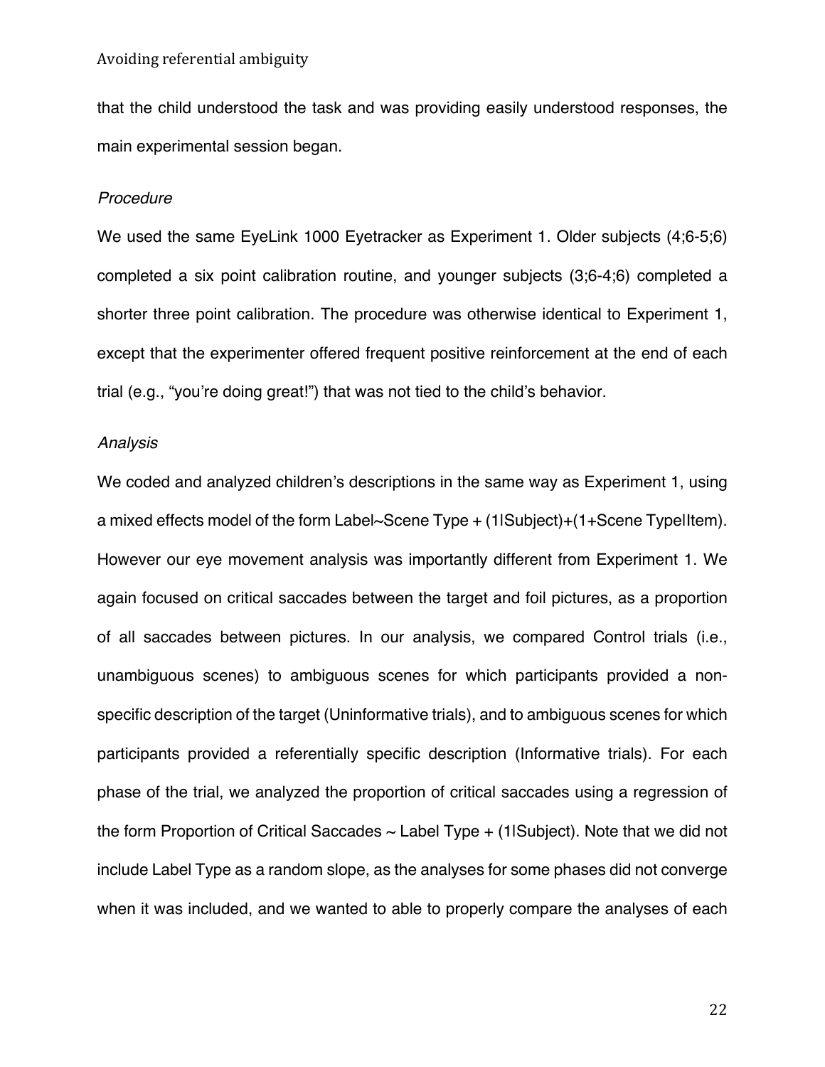that the child understood the task and was providing easily understood responses, the main experimental session began.

*Procedure*

We used the same EyeLink 1000 Eyetracker as Experiment 1. Older subjects (4;6-5;6) completed a six point calibration routine, and younger subjects (3;6-4;6) completed a shorter three point calibration. The procedure was otherwise identical to Experiment 1, except that the experimenter offered frequent positive reinforcement at the end of each trial (e.g., "you're doing great!") that was not tied to the child's behavior.

*Analysis*

We coded and analyzed children's descriptions in the same way as Experiment 1, using a mixed effects model of the form Label~Scene Type + (1|Subject)+(1+Scene Type|Item). However our eye movement analysis was importantly different from Experiment 1. We again focused on critical saccades between the target and foil pictures, as a proportion of all saccades between pictures. In our analysis, we compared Control trials (i.e., unambiguous scenes) to ambiguous scenes for which participants provided a non-specific description of the target (Uninformative trials), and to ambiguous scenes for which participants provided a referentially specific description (Informative trials). For each phase of the trial, we analyzed the proportion of critical saccades using a regression of the form Proportion of Critical Saccades ~ Label Type + (1|Subject). Note that we did not include Label Type as a random slope, as the analyses for some phases did not converge when it was included, and we wanted to able to properly compare the analyses of each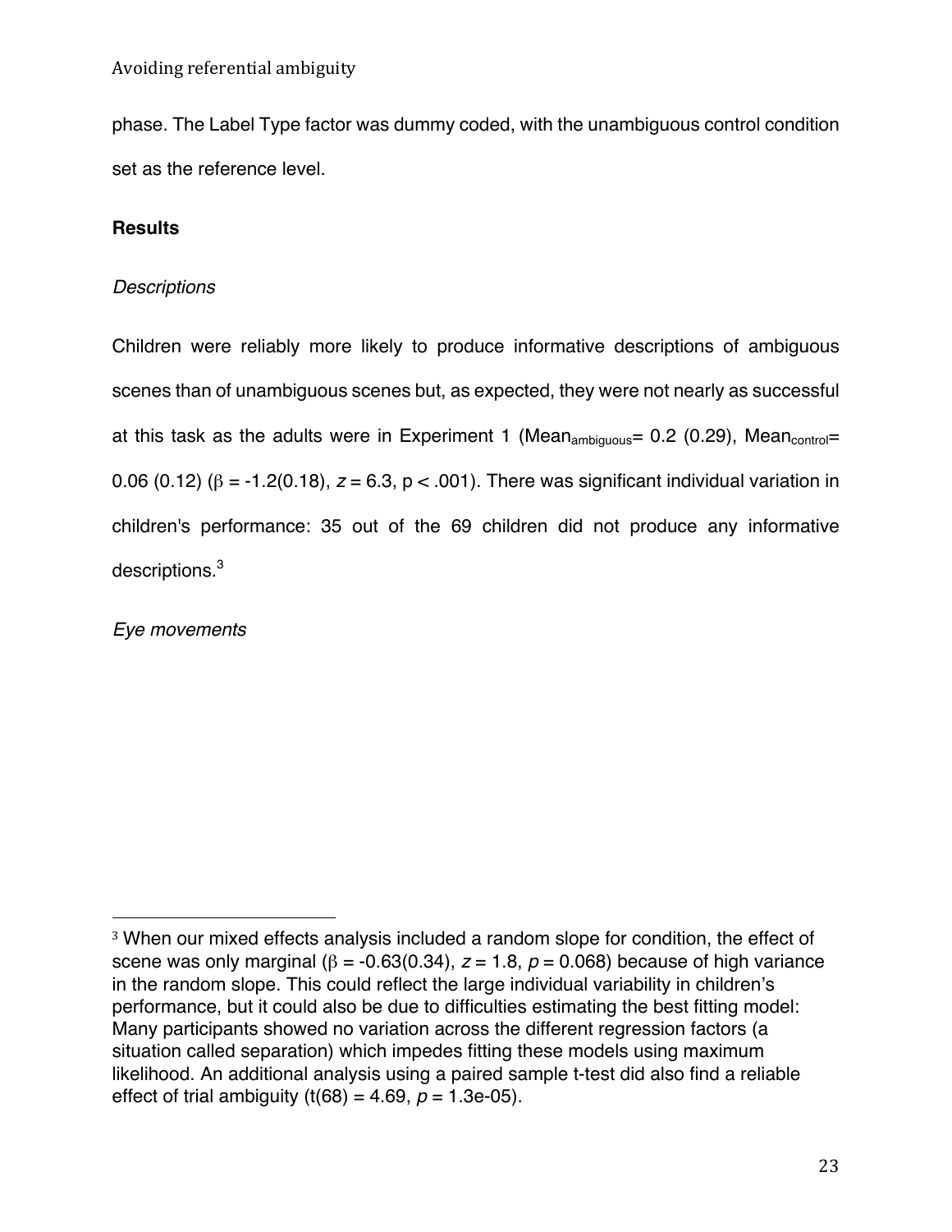phase. The Label Type factor was dummy coded, with the unambiguous control condition set as the reference level.

## Results

*Descriptions*

Children were reliably more likely to produce informative descriptions of ambiguous scenes than of unambiguous scenes but, as expected, they were not nearly as successful at this task as the adults were in Experiment 1 ($Mean_{ambiguous}$= 0.2 (0.29), $Mean_{control}$= 0.06 (0.12) ($\beta$ = -1.2(0.18), $z$ = 6.3, p < .001). There was significant individual variation in children's performance: 35 out of the 69 children did not produce any informative descriptions.[3]

*Eye movements*

[3] When our mixed effects analysis included a random slope for condition, the effect of scene was only marginal ($\beta$ = -0.63(0.34), $z$ = 1.8, $p$ = 0.068) because of high variance in the random slope. This could reflect the large individual variability in children's performance, but it could also be due to difficulties estimating the best fitting model: Many participants showed no variation across the different regression factors (a situation called separation) which impedes fitting these models using maximum likelihood. An additional analysis using a paired sample t-test did also find a reliable effect of trial ambiguity ($t(68)$ = 4.69, $p$ = 1.3e-05).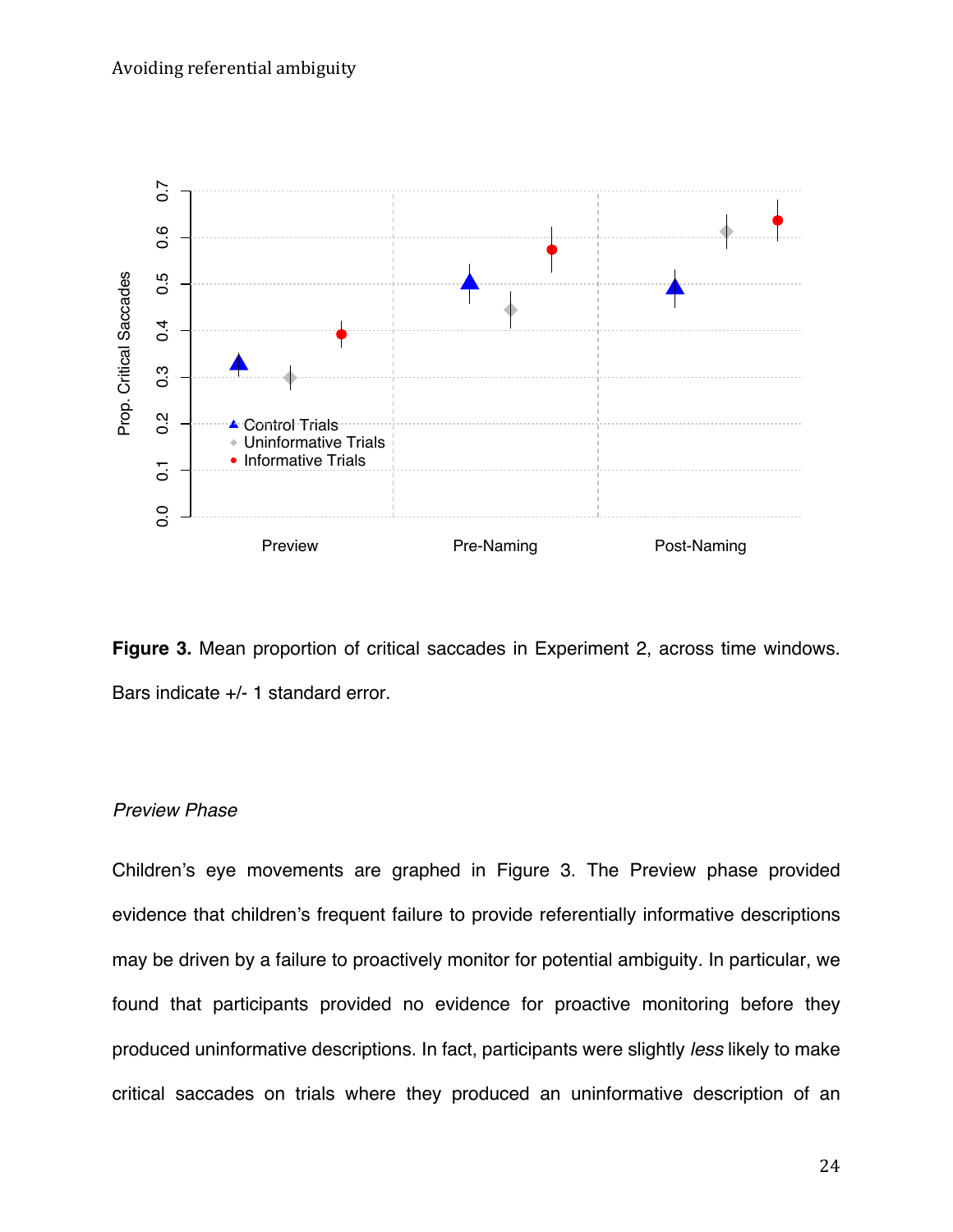**Figure 3.** Mean proportion of critical saccades in Experiment 2, across time windows. Bars indicate +/- 1 standard error.

*Preview Phase*

Children's eye movements are graphed in Figure 3. The Preview phase provided evidence that children's frequent failure to provide referentially informative descriptions may be driven by a failure to proactively monitor for potential ambiguity. In particular, we found that participants provided no evidence for proactive monitoring before they produced uninformative descriptions. In fact, participants were slightly *less* likely to make critical saccades on trials where they produced an uninformative description of an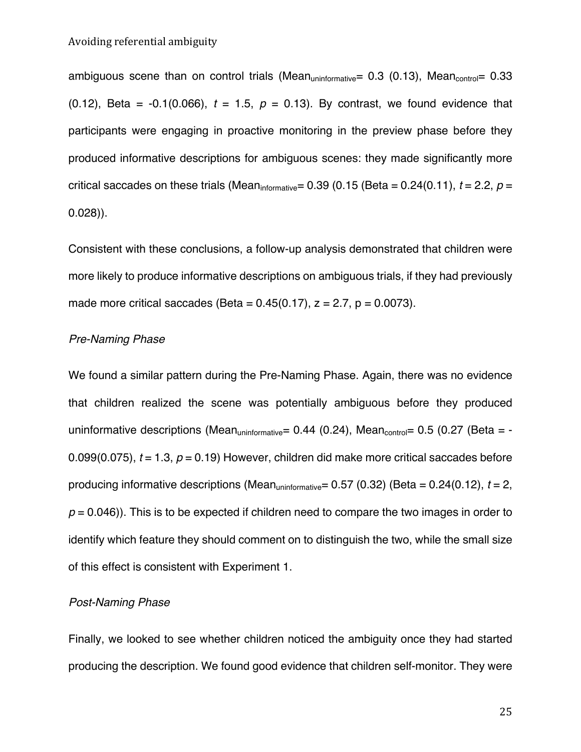ambiguous scene than on control trials ($Mean_{uninformative}$= 0.3 (0.13), $Mean_{control}$= 0.33 (0.12), Beta = -0.1(0.066), $t$ = 1.5, $p$ = 0.13). By contrast, we found evidence that participants were engaging in proactive monitoring in the preview phase before they produced informative descriptions for ambiguous scenes: they made significantly more critical saccades on these trials ($Mean_{informative}$= 0.39 (0.15 (Beta = 0.24(0.11), $t$ = 2.2, $p$ = 0.028)).

Consistent with these conclusions, a follow-up analysis demonstrated that children were more likely to produce informative descriptions on ambiguous trials, if they had previously made more critical saccades (Beta = 0.45(0.17), z = 2.7, p = 0.0073).

*Pre-Naming Phase*

We found a similar pattern during the Pre-Naming Phase. Again, there was no evidence that children realized the scene was potentially ambiguous before they produced uninformative descriptions ($Mean_{uninformative}$= 0.44 (0.24), $Mean_{control}$= 0.5 (0.27 (Beta = -0.099(0.075), $t$ = 1.3, $p$ = 0.19) However, children did make more critical saccades before producing informative descriptions ($Mean_{uninformative}$= 0.57 (0.32) (Beta = 0.24(0.12), $t$ = 2, $p$ = 0.046)). This is to be expected if children need to compare the two images in order to identify which feature they should comment on to distinguish the two, while the small size of this effect is consistent with Experiment 1.

*Post-Naming Phase*

Finally, we looked to see whether children noticed the ambiguity once they had started producing the description. We found good evidence that children self-monitor. They were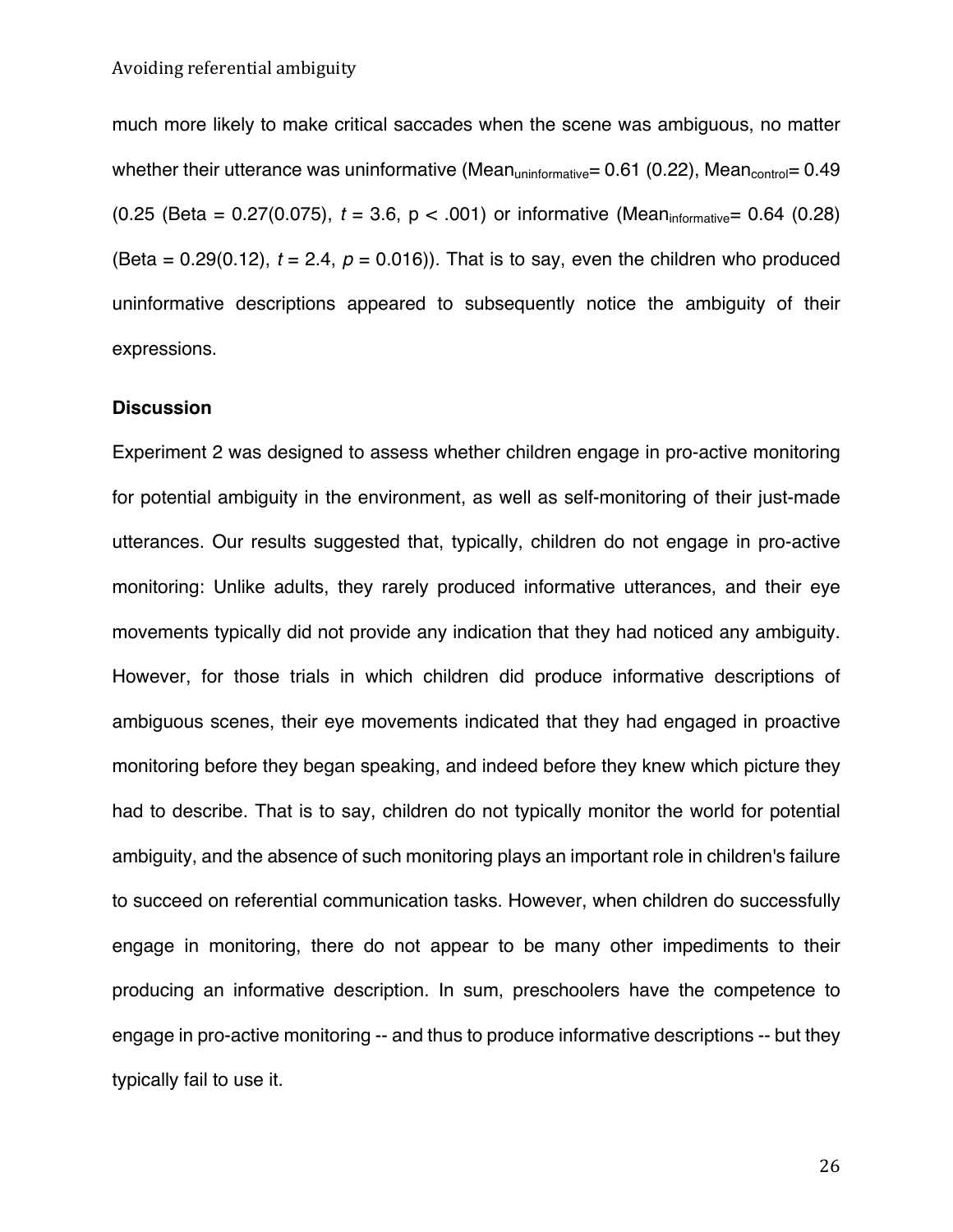much more likely to make critical saccades when the scene was ambiguous, no matter whether their utterance was uninformative ($Mean_{uninformative}$= 0.61 (0.22), $Mean_{control}$= 0.49 (0.25 (Beta = 0.27(0.075), $t$ = 3.6, p < .001) or informative ($Mean_{informative}$= 0.64 (0.28) (Beta = 0.29(0.12), $t$ = 2.4, $p$ = 0.016)). That is to say, even the children who produced uninformative descriptions appeared to subsequently notice the ambiguity of their expressions.

### Discussion

Experiment 2 was designed to assess whether children engage in pro-active monitoring for potential ambiguity in the environment, as well as self-monitoring of their just-made utterances. Our results suggested that, typically, children do not engage in pro-active monitoring: Unlike adults, they rarely produced informative utterances, and their eye movements typically did not provide any indication that they had noticed any ambiguity. However, for those trials in which children did produce informative descriptions of ambiguous scenes, their eye movements indicated that they had engaged in proactive monitoring before they began speaking, and indeed before they knew which picture they had to describe. That is to say, children do not typically monitor the world for potential ambiguity, and the absence of such monitoring plays an important role in children's failure to succeed on referential communication tasks. However, when children do successfully engage in monitoring, there do not appear to be many other impediments to their producing an informative description. In sum, preschoolers have the competence to engage in pro-active monitoring -- and thus to produce informative descriptions -- but they typically fail to use it.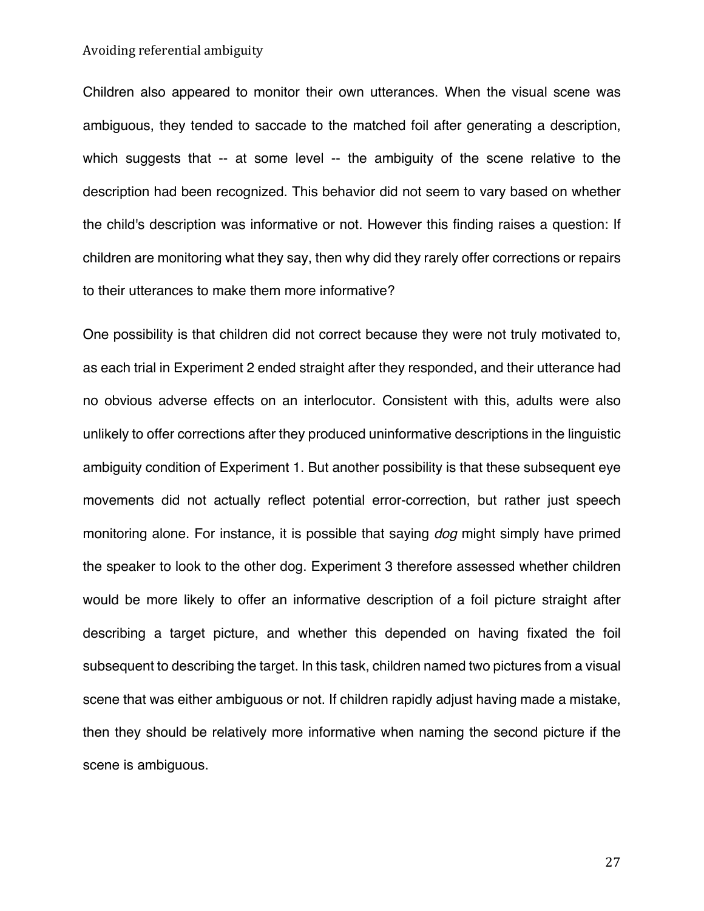Children also appeared to monitor their own utterances. When the visual scene was ambiguous, they tended to saccade to the matched foil after generating a description, which suggests that -- at some level -- the ambiguity of the scene relative to the description had been recognized. This behavior did not seem to vary based on whether the child's description was informative or not. However this finding raises a question: If children are monitoring what they say, then why did they rarely offer corrections or repairs to their utterances to make them more informative?

One possibility is that children did not correct because they were not truly motivated to, as each trial in Experiment 2 ended straight after they responded, and their utterance had no obvious adverse effects on an interlocutor. Consistent with this, adults were also unlikely to offer corrections after they produced uninformative descriptions in the linguistic ambiguity condition of Experiment 1. But another possibility is that these subsequent eye movements did not actually reflect potential error-correction, but rather just speech monitoring alone. For instance, it is possible that saying *dog* might simply have primed the speaker to look to the other dog. Experiment 3 therefore assessed whether children would be more likely to offer an informative description of a foil picture straight after describing a target picture, and whether this depended on having fixated the foil subsequent to describing the target. In this task, children named two pictures from a visual scene that was either ambiguous or not. If children rapidly adjust having made a mistake, then they should be relatively more informative when naming the second picture if the scene is ambiguous.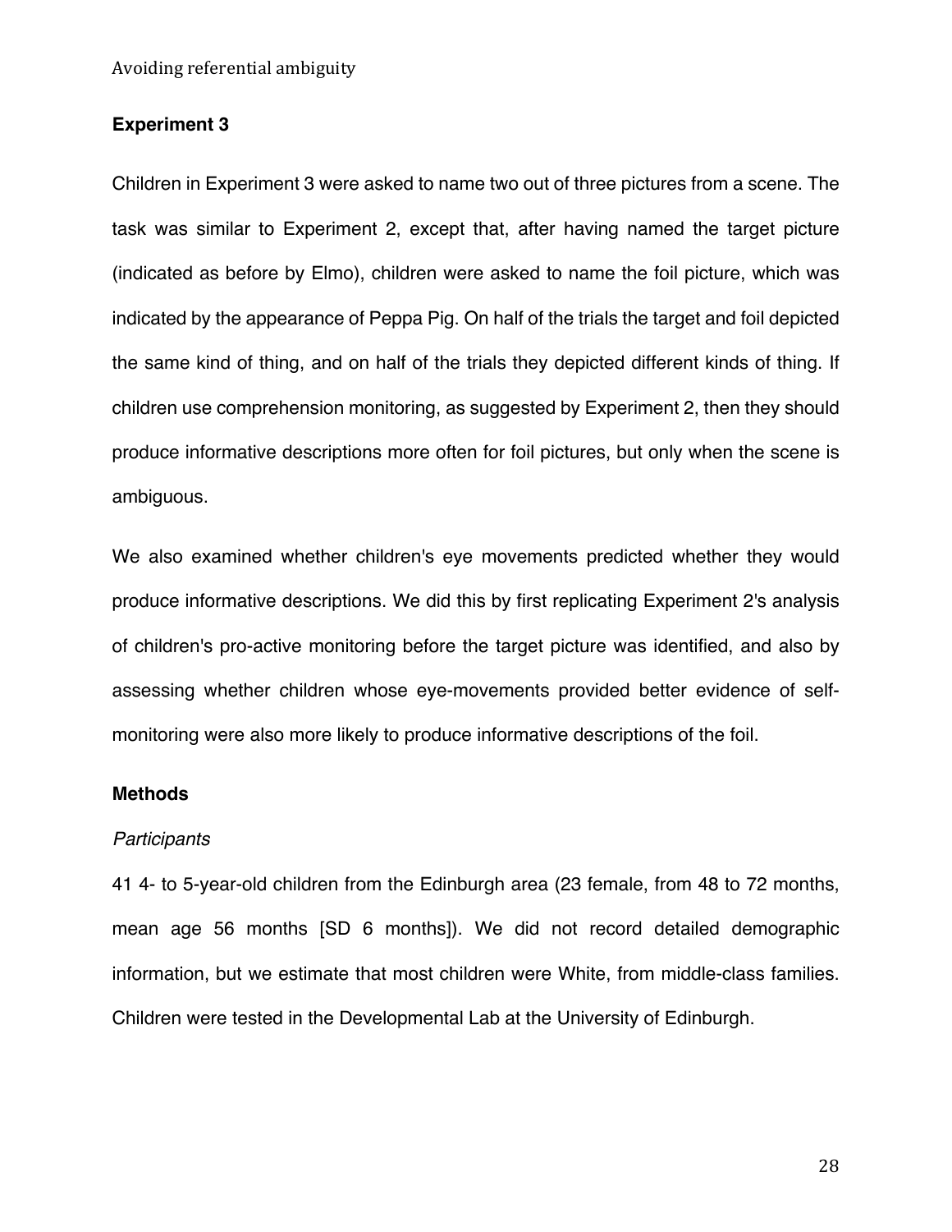## Experiment 3

Children in Experiment 3 were asked to name two out of three pictures from a scene. The task was similar to Experiment 2, except that, after having named the target picture (indicated as before by Elmo), children were asked to name the foil picture, which was indicated by the appearance of Peppa Pig. On half of the trials the target and foil depicted the same kind of thing, and on half of the trials they depicted different kinds of thing. If children use comprehension monitoring, as suggested by Experiment 2, then they should produce informative descriptions more often for foil pictures, but only when the scene is ambiguous.

We also examined whether children's eye movements predicted whether they would produce informative descriptions. We did this by first replicating Experiment 2's analysis of children's pro-active monitoring before the target picture was identified, and also by assessing whether children whose eye-movements provided better evidence of self-monitoring were also more likely to produce informative descriptions of the foil.

### Methods

#### *Participants*

41 4- to 5-year-old children from the Edinburgh area (23 female, from 48 to 72 months, mean age 56 months [SD 6 months]). We did not record detailed demographic information, but we estimate that most children were White, from middle-class families. Children were tested in the Developmental Lab at the University of Edinburgh.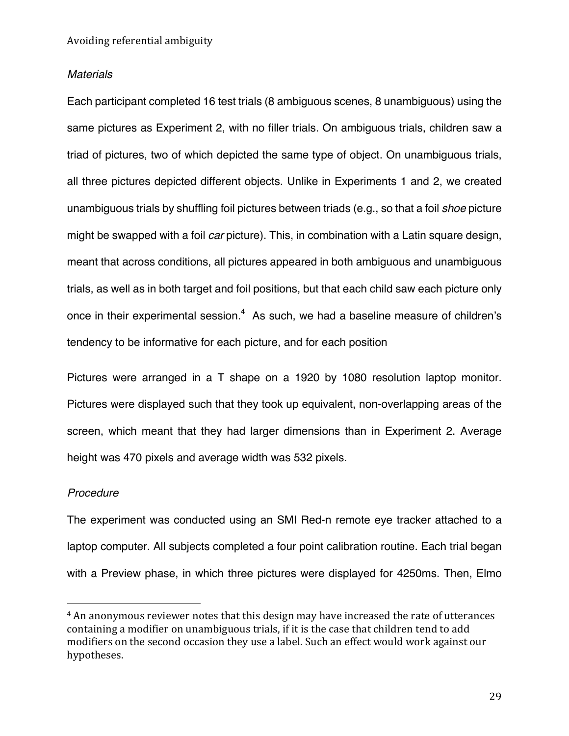*Materials*

Each participant completed 16 test trials (8 ambiguous scenes, 8 unambiguous) using the same pictures as Experiment 2, with no filler trials. On ambiguous trials, children saw a triad of pictures, two of which depicted the same type of object. On unambiguous trials, all three pictures depicted different objects. Unlike in Experiments 1 and 2, we created unambiguous trials by shuffling foil pictures between triads (e.g., so that a foil *shoe* picture might be swapped with a foil *car* picture). This, in combination with a Latin square design, meant that across conditions, all pictures appeared in both ambiguous and unambiguous trials, as well as in both target and foil positions, but that each child saw each picture only once in their experimental session.[4] As such, we had a baseline measure of children's tendency to be informative for each picture, and for each position

Pictures were arranged in a T shape on a 1920 by 1080 resolution laptop monitor. Pictures were displayed such that they took up equivalent, non-overlapping areas of the screen, which meant that they had larger dimensions than in Experiment 2. Average height was 470 pixels and average width was 532 pixels.

*Procedure*

The experiment was conducted using an SMI Red-n remote eye tracker attached to a laptop computer. All subjects completed a four point calibration routine. Each trial began with a Preview phase, in which three pictures were displayed for 4250ms. Then, Elmo

[4] An anonymous reviewer notes that this design may have increased the rate of utterances containing a modifier on unambiguous trials, if it is the case that children tend to add modifiers on the second occasion they use a label. Such an effect would work against our hypotheses.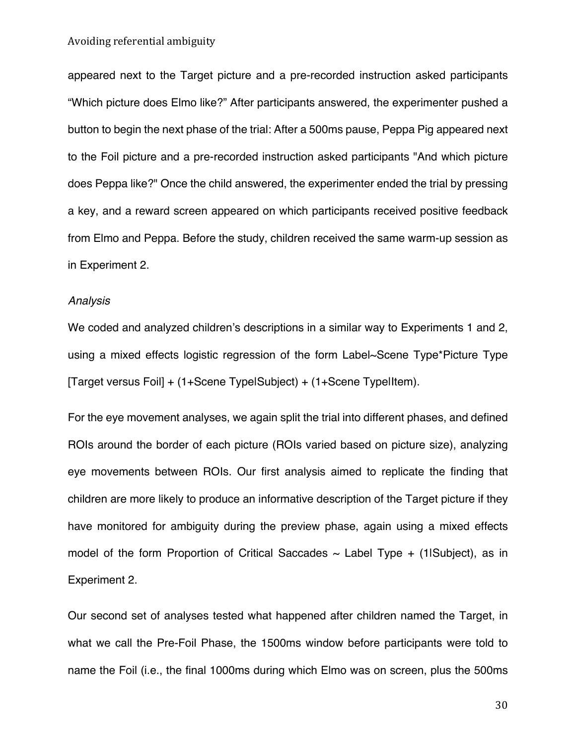appeared next to the Target picture and a pre-recorded instruction asked participants "Which picture does Elmo like?" After participants answered, the experimenter pushed a button to begin the next phase of the trial: After a 500ms pause, Peppa Pig appeared next to the Foil picture and a pre-recorded instruction asked participants "And which picture does Peppa like?" Once the child answered, the experimenter ended the trial by pressing a key, and a reward screen appeared on which participants received positive feedback from Elmo and Peppa. Before the study, children received the same warm-up session as in Experiment 2.

*Analysis*

We coded and analyzed children's descriptions in a similar way to Experiments 1 and 2, using a mixed effects logistic regression of the form Label~Scene Type*Picture Type [Target versus Foil] + (1+Scene Type|Subject) + (1+Scene Type|Item).

For the eye movement analyses, we again split the trial into different phases, and defined ROIs around the border of each picture (ROIs varied based on picture size), analyzing eye movements between ROIs. Our first analysis aimed to replicate the finding that children are more likely to produce an informative description of the Target picture if they have monitored for ambiguity during the preview phase, again using a mixed effects model of the form Proportion of Critical Saccades ~ Label Type + (1|Subject), as in Experiment 2.

Our second set of analyses tested what happened after children named the Target, in what we call the Pre-Foil Phase, the 1500ms window before participants were told to name the Foil (i.e., the final 1000ms during which Elmo was on screen, plus the 500ms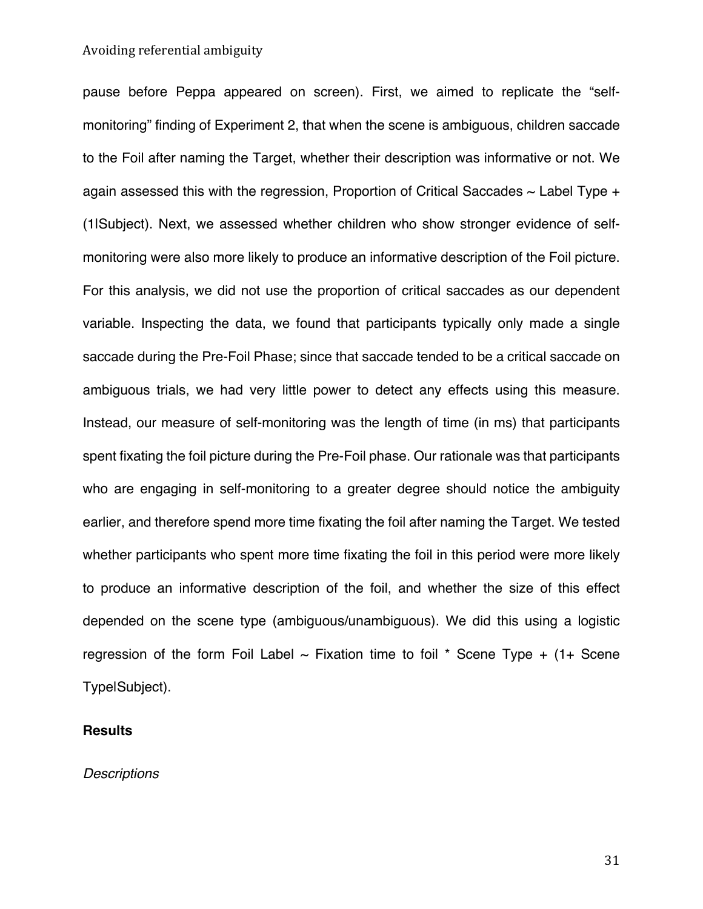pause before Peppa appeared on screen). First, we aimed to replicate the "self-monitoring" finding of Experiment 2, that when the scene is ambiguous, children saccade to the Foil after naming the Target, whether their description was informative or not. We again assessed this with the regression, Proportion of Critical Saccades ~ Label Type + (1|Subject). Next, we assessed whether children who show stronger evidence of self-monitoring were also more likely to produce an informative description of the Foil picture. For this analysis, we did not use the proportion of critical saccades as our dependent variable. Inspecting the data, we found that participants typically only made a single saccade during the Pre-Foil Phase; since that saccade tended to be a critical saccade on ambiguous trials, we had very little power to detect any effects using this measure. Instead, our measure of self-monitoring was the length of time (in ms) that participants spent fixating the foil picture during the Pre-Foil phase. Our rationale was that participants who are engaging in self-monitoring to a greater degree should notice the ambiguity earlier, and therefore spend more time fixating the foil after naming the Target. We tested whether participants who spent more time fixating the foil in this period were more likely to produce an informative description of the foil, and whether the size of this effect depended on the scene type (ambiguous/unambiguous). We did this using a logistic regression of the form Foil Label ~ Fixation time to foil * Scene Type + (1+ Scene Type|Subject).

### Results

#### *Descriptions*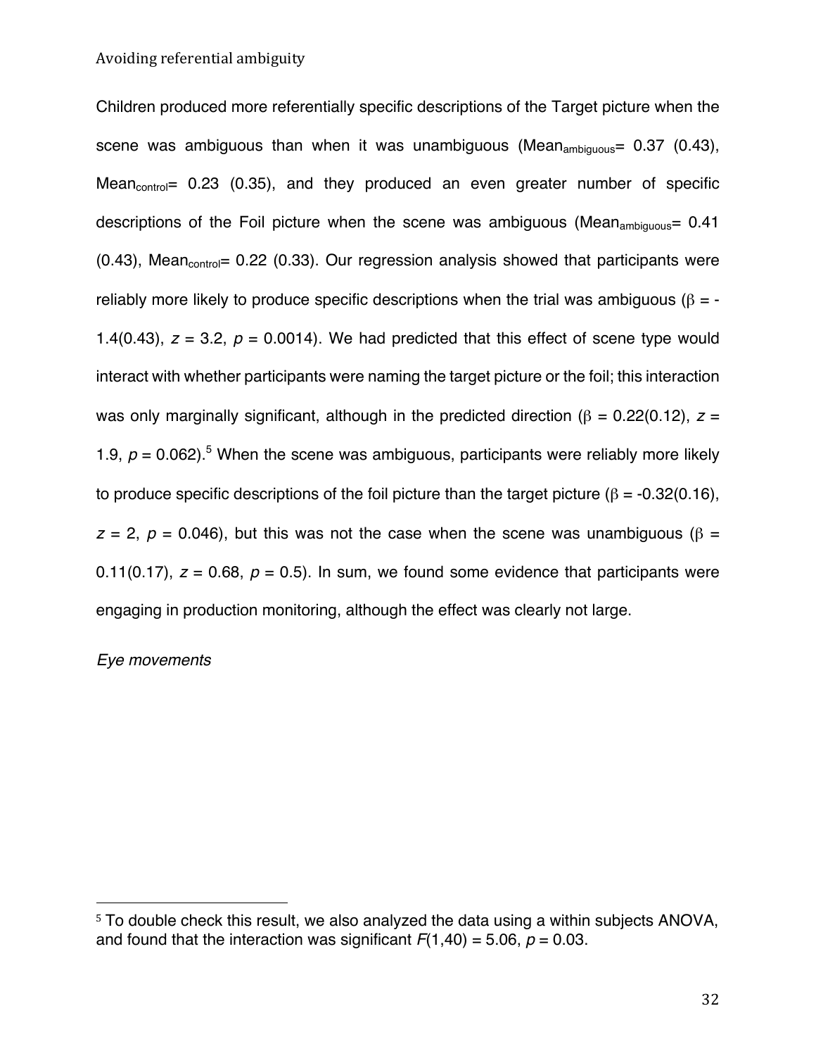Children produced more referentially specific descriptions of the Target picture when the scene was ambiguous than when it was unambiguous ($Mean_{ambiguous}$= 0.37 (0.43), $Mean_{control}$= 0.23 (0.35), and they produced an even greater number of specific descriptions of the Foil picture when the scene was ambiguous ($Mean_{ambiguous}$= 0.41 (0.43), $Mean_{control}$= 0.22 (0.33). Our regression analysis showed that participants were reliably more likely to produce specific descriptions when the trial was ambiguous ($\beta$ = -1.4(0.43), $z$ = 3.2, $p$ = 0.0014). We had predicted that this effect of scene type would interact with whether participants were naming the target picture or the foil; this interaction was only marginally significant, although in the predicted direction ($\beta$ = 0.22(0.12), $z$ = 1.9, $p$ = 0.062).[5] When the scene was ambiguous, participants were reliably more likely to produce specific descriptions of the foil picture than the target picture ($\beta$ = -0.32(0.16), $z$ = 2, $p$ = 0.046), but this was not the case when the scene was unambiguous ($\beta$ = 0.11(0.17), $z$ = 0.68, $p$ = 0.5). In sum, we found some evidence that participants were engaging in production monitoring, although the effect was clearly not large.

*Eye movements*

[5] To double check this result, we also analyzed the data using a within subjects ANOVA, and found that the interaction was significant $F(1,40)$ = 5.06, $p$ = 0.03.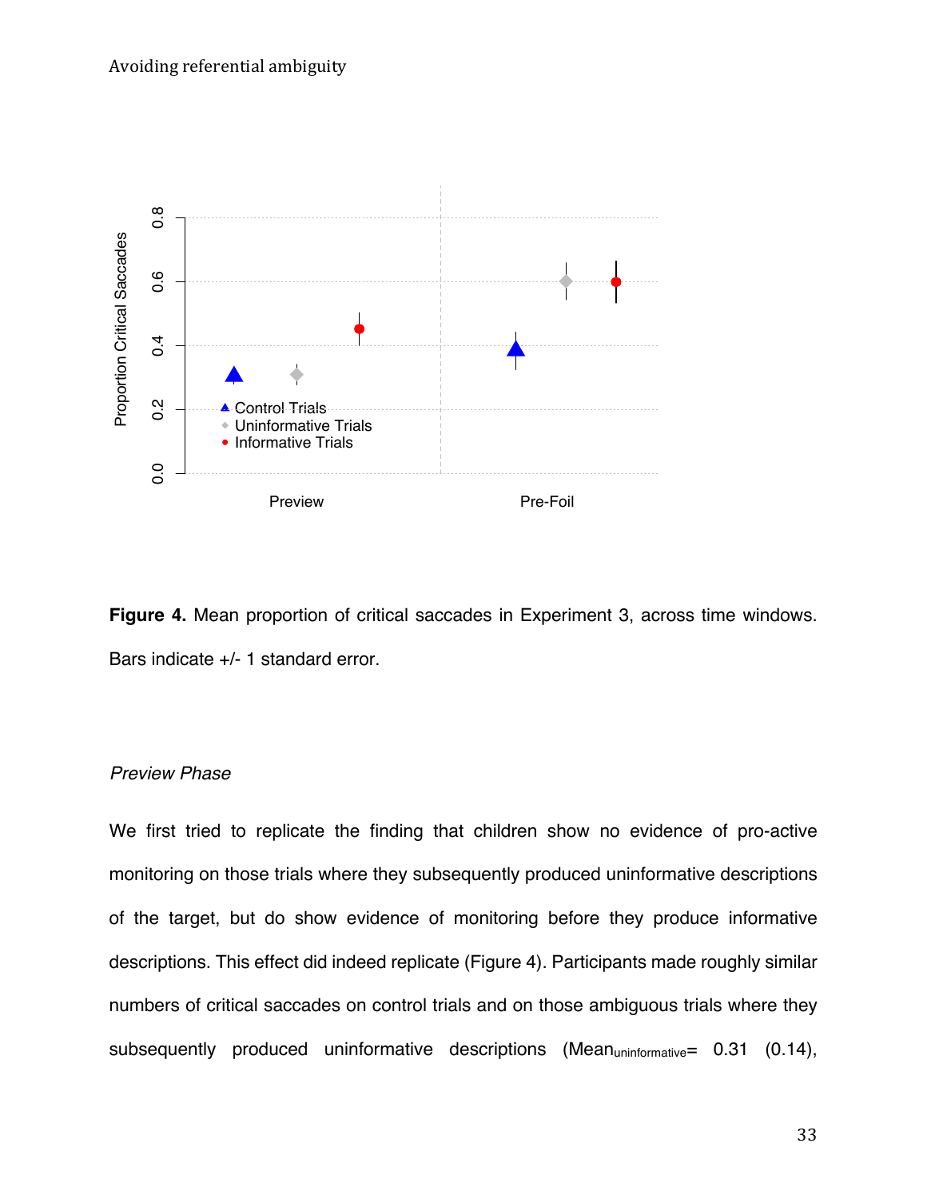**Figure 4.** Mean proportion of critical saccades in Experiment 3, across time windows. Bars indicate +/- 1 standard error.

*Preview Phase*

We first tried to replicate the finding that children show no evidence of pro-active monitoring on those trials where they subsequently produced uninformative descriptions of the target, but do show evidence of monitoring before they produce informative descriptions. This effect did indeed replicate (Figure 4). Participants made roughly similar numbers of critical saccades on control trials and on those ambiguous trials where they subsequently produced uninformative descriptions ($Mean_{uninformative}$= 0.31 (0.14),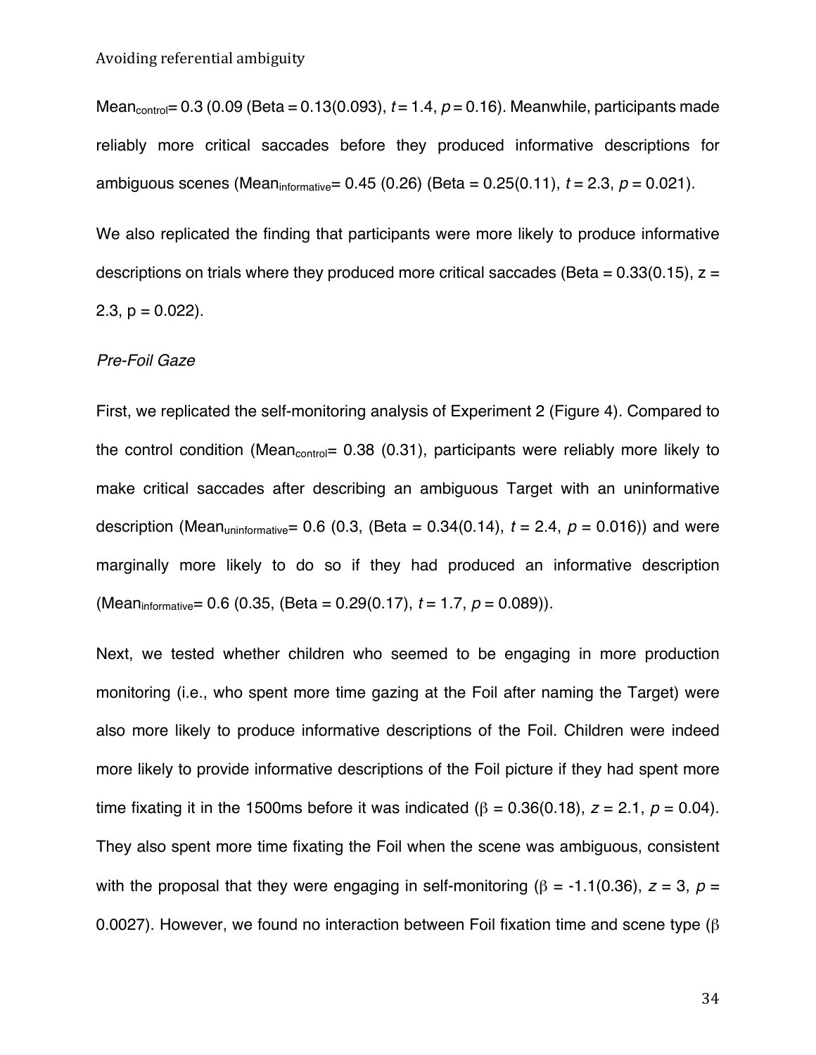$\text{Mean}_{\text{control}}$= 0.3 (0.09 (Beta = 0.13(0.093), $t$ = 1.4, $p$ = 0.16). Meanwhile, participants made reliably more critical saccades before they produced informative descriptions for ambiguous scenes ($\text{Mean}_{\text{informative}}$= 0.45 (0.26) (Beta = 0.25(0.11), $t$ = 2.3, $p$ = 0.021).

We also replicated the finding that participants were more likely to produce informative descriptions on trials where they produced more critical saccades (Beta = 0.33(0.15), z = 2.3, p = 0.022).

*Pre-Foil Gaze*

First, we replicated the self-monitoring analysis of Experiment 2 (Figure 4). Compared to the control condition ($\text{Mean}_{\text{control}}$= 0.38 (0.31), participants were reliably more likely to make critical saccades after describing an ambiguous Target with an uninformative description ($\text{Mean}_{\text{uninformative}}$= 0.6 (0.3, (Beta = 0.34(0.14), $t$ = 2.4, $p$ = 0.016)) and were marginally more likely to do so if they had produced an informative description ($\text{Mean}_{\text{informative}}$= 0.6 (0.35, (Beta = 0.29(0.17), $t$ = 1.7, $p$ = 0.089)).

Next, we tested whether children who seemed to be engaging in more production monitoring (i.e., who spent more time gazing at the Foil after naming the Target) were also more likely to produce informative descriptions of the Foil. Children were indeed more likely to provide informative descriptions of the Foil picture if they had spent more time fixating it in the 1500ms before it was indicated ($\beta$ = 0.36(0.18), $z$ = 2.1, $p$ = 0.04). They also spent more time fixating the Foil when the scene was ambiguous, consistent with the proposal that they were engaging in self-monitoring ($\beta$ = -1.1(0.36), $z$ = 3, $p$ = 0.0027). However, we found no interaction between Foil fixation time and scene type ($\beta$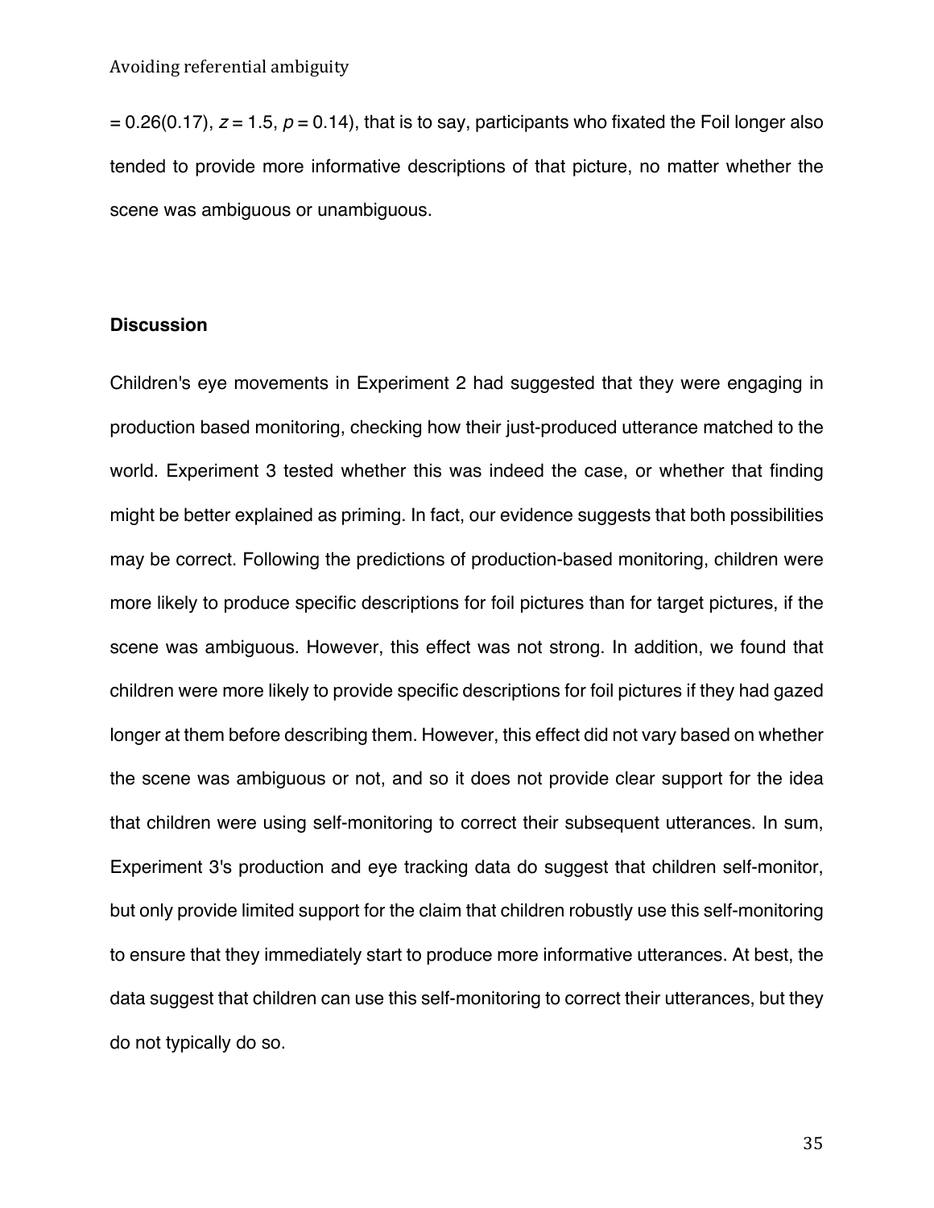= 0.26(0.17), $z = 1.5$, $p = 0.14$), that is to say, participants who fixated the Foil longer also tended to provide more informative descriptions of that picture, no matter whether the scene was ambiguous or unambiguous.

### Discussion

Children's eye movements in Experiment 2 had suggested that they were engaging in production based monitoring, checking how their just-produced utterance matched to the world. Experiment 3 tested whether this was indeed the case, or whether that finding might be better explained as priming. In fact, our evidence suggests that both possibilities may be correct. Following the predictions of production-based monitoring, children were more likely to produce specific descriptions for foil pictures than for target pictures, if the scene was ambiguous. However, this effect was not strong. In addition, we found that children were more likely to provide specific descriptions for foil pictures if they had gazed longer at them before describing them. However, this effect did not vary based on whether the scene was ambiguous or not, and so it does not provide clear support for the idea that children were using self-monitoring to correct their subsequent utterances. In sum, Experiment 3's production and eye tracking data do suggest that children self-monitor, but only provide limited support for the claim that children robustly use this self-monitoring to ensure that they immediately start to produce more informative utterances. At best, the data suggest that children can use this self-monitoring to correct their utterances, but they do not typically do so.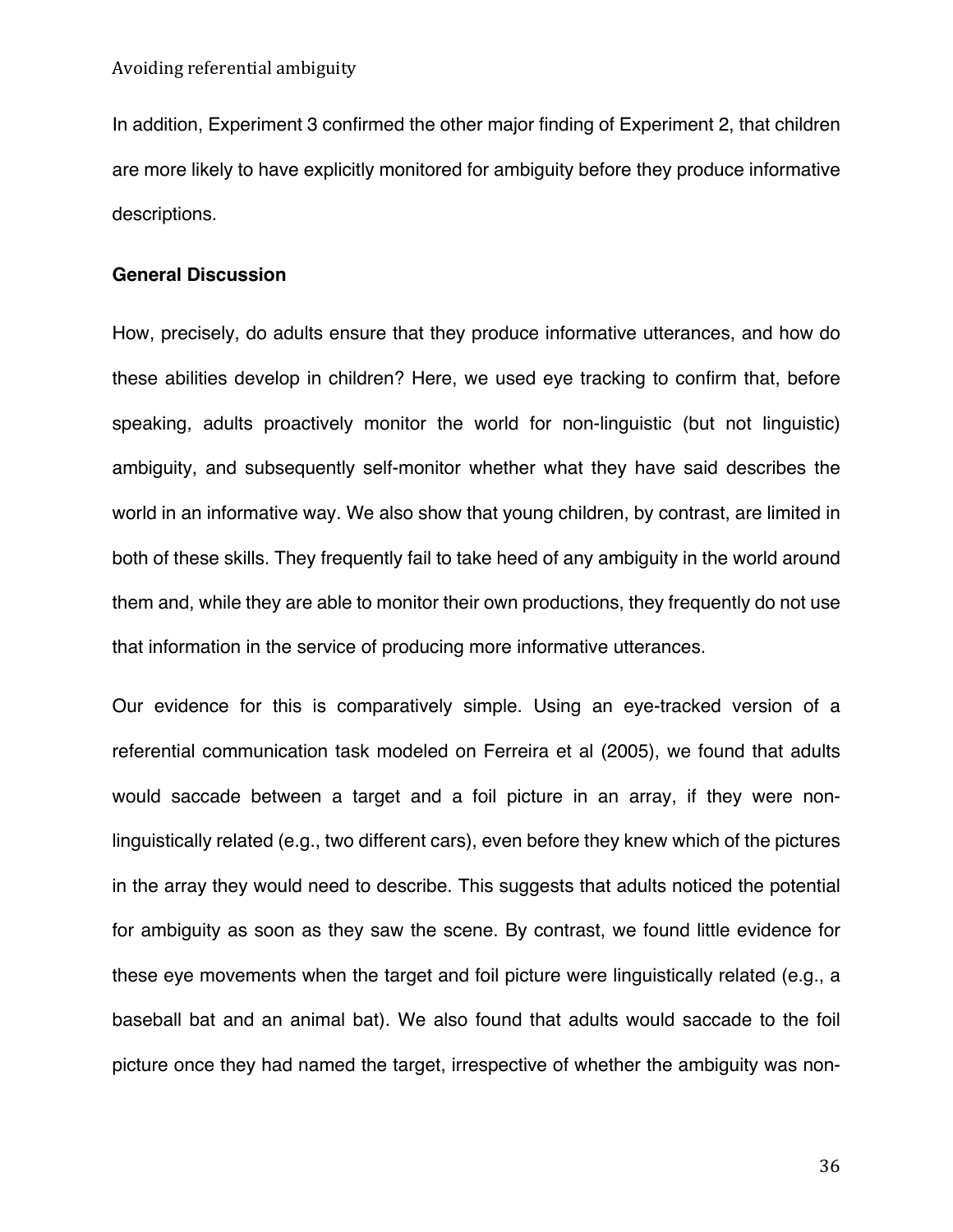In addition, Experiment 3 confirmed the other major finding of Experiment 2, that children are more likely to have explicitly monitored for ambiguity before they produce informative descriptions.

## General Discussion

How, precisely, do adults ensure that they produce informative utterances, and how do these abilities develop in children? Here, we used eye tracking to confirm that, before speaking, adults proactively monitor the world for non-linguistic (but not linguistic) ambiguity, and subsequently self-monitor whether what they have said describes the world in an informative way. We also show that young children, by contrast, are limited in both of these skills. They frequently fail to take heed of any ambiguity in the world around them and, while they are able to monitor their own productions, they frequently do not use that information in the service of producing more informative utterances.

Our evidence for this is comparatively simple. Using an eye-tracked version of a referential communication task modeled on Ferreira et al (2005), we found that adults would saccade between a target and a foil picture in an array, if they were non-linguistically related (e.g., two different cars), even before they knew which of the pictures in the array they would need to describe. This suggests that adults noticed the potential for ambiguity as soon as they saw the scene. By contrast, we found little evidence for these eye movements when the target and foil picture were linguistically related (e.g., a baseball bat and an animal bat). We also found that adults would saccade to the foil picture once they had named the target, irrespective of whether the ambiguity was non-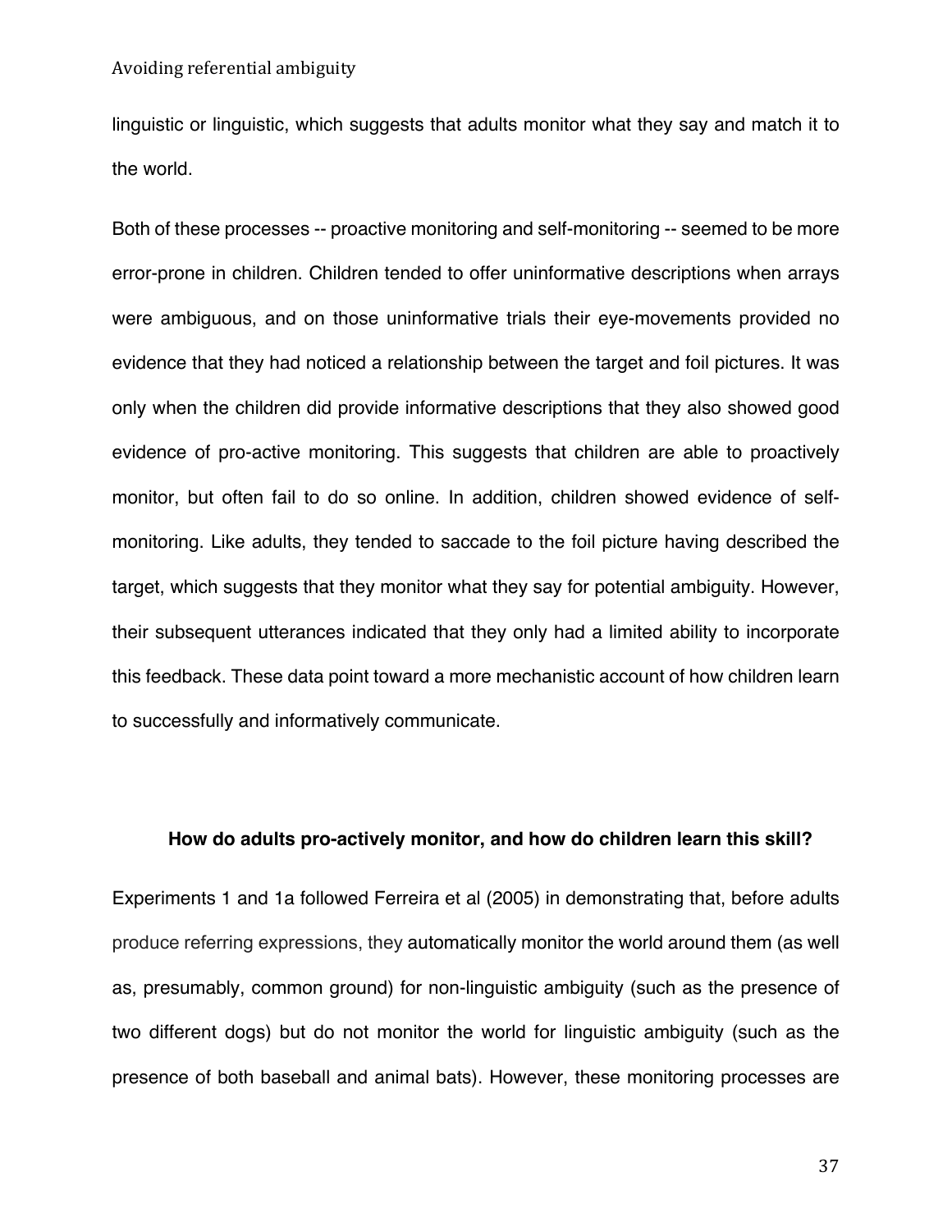linguistic or linguistic, which suggests that adults monitor what they say and match it to the world.

Both of these processes -- proactive monitoring and self-monitoring -- seemed to be more error-prone in children. Children tended to offer uninformative descriptions when arrays were ambiguous, and on those uninformative trials their eye-movements provided no evidence that they had noticed a relationship between the target and foil pictures. It was only when the children did provide informative descriptions that they also showed good evidence of pro-active monitoring. This suggests that children are able to proactively monitor, but often fail to do so online. In addition, children showed evidence of self-monitoring. Like adults, they tended to saccade to the foil picture having described the target, which suggests that they monitor what they say for potential ambiguity. However, their subsequent utterances indicated that they only had a limited ability to incorporate this feedback. These data point toward a more mechanistic account of how children learn to successfully and informatively communicate.

### How do adults pro-actively monitor, and how do children learn this skill?

Experiments 1 and 1a followed Ferreira et al (2005) in demonstrating that, before adults produce referring expressions, they automatically monitor the world around them (as well as, presumably, common ground) for non-linguistic ambiguity (such as the presence of two different dogs) but do not monitor the world for linguistic ambiguity (such as the presence of both baseball and animal bats). However, these monitoring processes are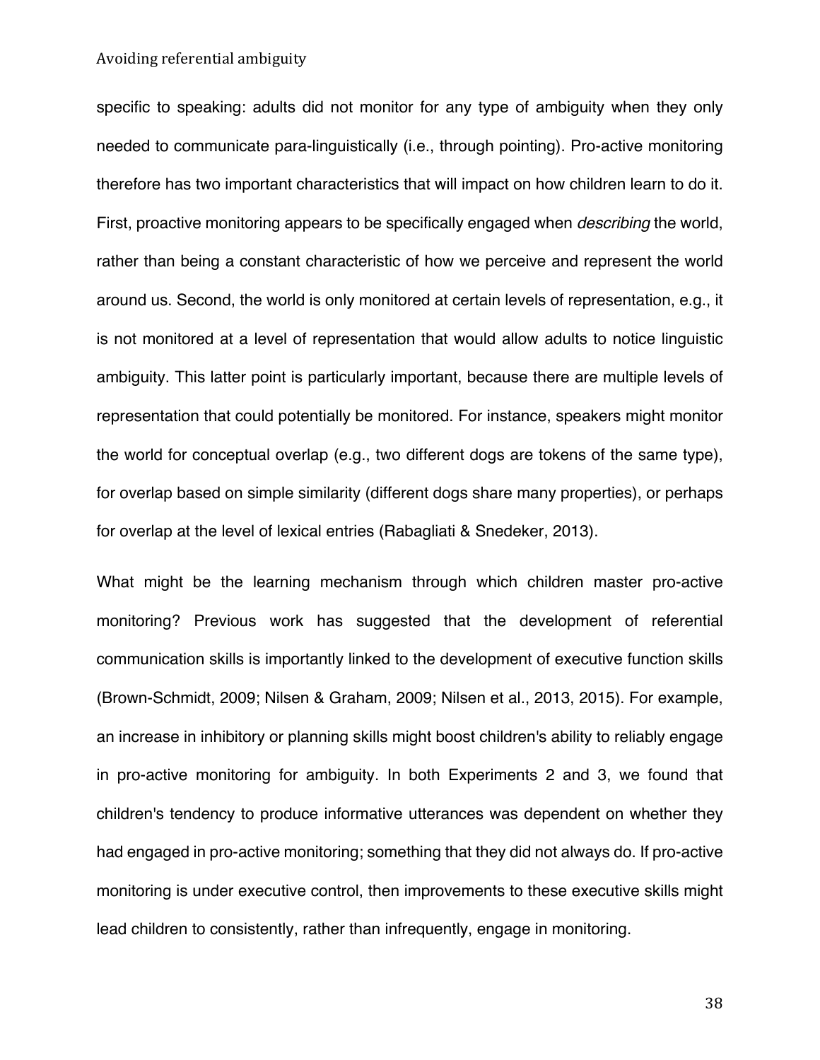specific to speaking: adults did not monitor for any type of ambiguity when they only needed to communicate para-linguistically (i.e., through pointing). Pro-active monitoring therefore has two important characteristics that will impact on how children learn to do it. First, proactive monitoring appears to be specifically engaged when *describing* the world, rather than being a constant characteristic of how we perceive and represent the world around us. Second, the world is only monitored at certain levels of representation, e.g., it is not monitored at a level of representation that would allow adults to notice linguistic ambiguity. This latter point is particularly important, because there are multiple levels of representation that could potentially be monitored. For instance, speakers might monitor the world for conceptual overlap (e.g., two different dogs are tokens of the same type), for overlap based on simple similarity (different dogs share many properties), or perhaps for overlap at the level of lexical entries (Rabagliati & Snedeker, 2013).

What might be the learning mechanism through which children master pro-active monitoring? Previous work has suggested that the development of referential communication skills is importantly linked to the development of executive function skills (Brown-Schmidt, 2009; Nilsen & Graham, 2009; Nilsen et al., 2013, 2015). For example, an increase in inhibitory or planning skills might boost children's ability to reliably engage in pro-active monitoring for ambiguity. In both Experiments 2 and 3, we found that children's tendency to produce informative utterances was dependent on whether they had engaged in pro-active monitoring; something that they did not always do. If pro-active monitoring is under executive control, then improvements to these executive skills might lead children to consistently, rather than infrequently, engage in monitoring.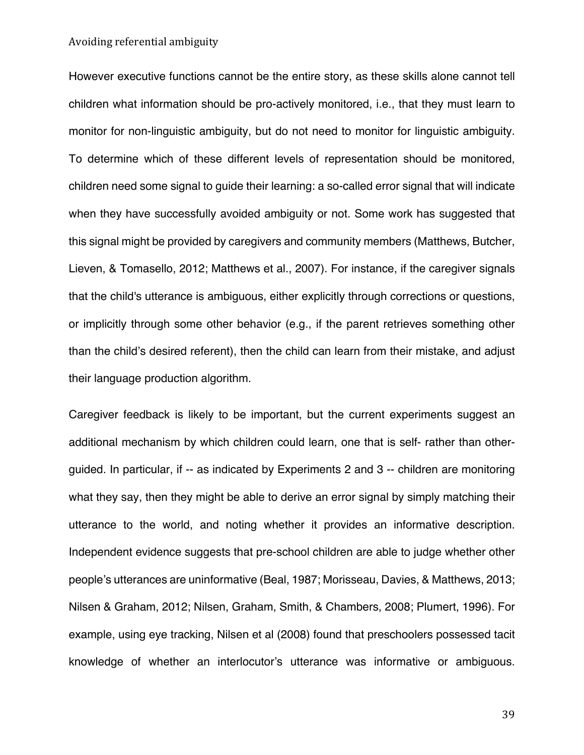However executive functions cannot be the entire story, as these skills alone cannot tell children what information should be pro-actively monitored, i.e., that they must learn to monitor for non-linguistic ambiguity, but do not need to monitor for linguistic ambiguity. To determine which of these different levels of representation should be monitored, children need some signal to guide their learning: a so-called error signal that will indicate when they have successfully avoided ambiguity or not. Some work has suggested that this signal might be provided by caregivers and community members (Matthews, Butcher, Lieven, & Tomasello, 2012; Matthews et al., 2007). For instance, if the caregiver signals that the child's utterance is ambiguous, either explicitly through corrections or questions, or implicitly through some other behavior (e.g., if the parent retrieves something other than the child's desired referent), then the child can learn from their mistake, and adjust their language production algorithm.

Caregiver feedback is likely to be important, but the current experiments suggest an additional mechanism by which children could learn, one that is self- rather than other-guided. In particular, if -- as indicated by Experiments 2 and 3 -- children are monitoring what they say, then they might be able to derive an error signal by simply matching their utterance to the world, and noting whether it provides an informative description. Independent evidence suggests that pre-school children are able to judge whether other people's utterances are uninformative (Beal, 1987; Morisseau, Davies, & Matthews, 2013; Nilsen & Graham, 2012; Nilsen, Graham, Smith, & Chambers, 2008; Plumert, 1996). For example, using eye tracking, Nilsen et al (2008) found that preschoolers possessed tacit knowledge of whether an interlocutor's utterance was informative or ambiguous.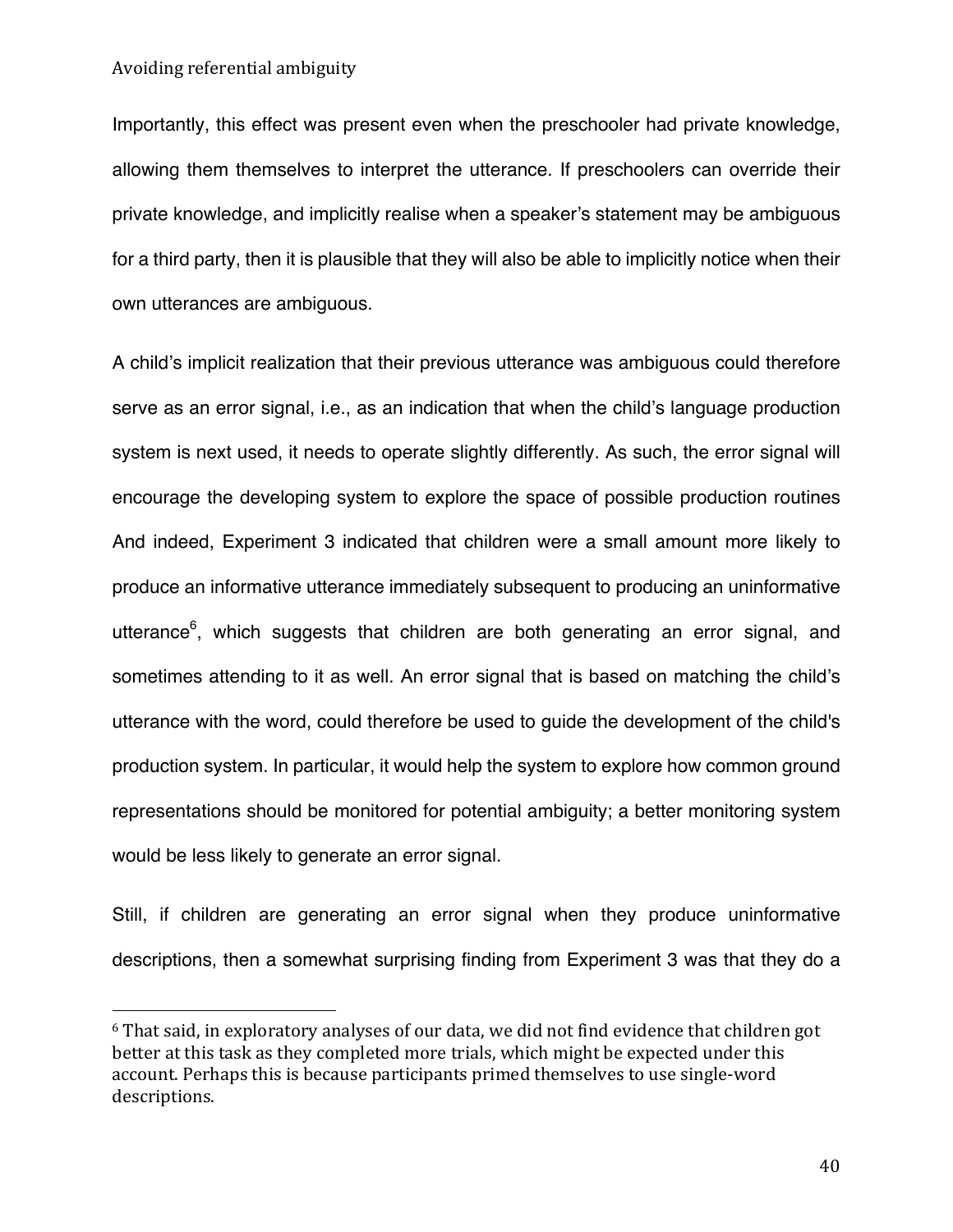Importantly, this effect was present even when the preschooler had private knowledge, allowing them themselves to interpret the utterance. If preschoolers can override their private knowledge, and implicitly realise when a speaker's statement may be ambiguous for a third party, then it is plausible that they will also be able to implicitly notice when their own utterances are ambiguous.

A child's implicit realization that their previous utterance was ambiguous could therefore serve as an error signal, i.e., as an indication that when the child's language production system is next used, it needs to operate slightly differently. As such, the error signal will encourage the developing system to explore the space of possible production routines And indeed, Experiment 3 indicated that children were a small amount more likely to produce an informative utterance immediately subsequent to producing an uninformative utterance[6], which suggests that children are both generating an error signal, and sometimes attending to it as well. An error signal that is based on matching the child's utterance with the word, could therefore be used to guide the development of the child's production system. In particular, it would help the system to explore how common ground representations should be monitored for potential ambiguity; a better monitoring system would be less likely to generate an error signal.

Still, if children are generating an error signal when they produce uninformative descriptions, then a somewhat surprising finding from Experiment 3 was that they do a

[6] That said, in exploratory analyses of our data, we did not find evidence that children got better at this task as they completed more trials, which might be expected under this account. Perhaps this is because participants primed themselves to use single-word descriptions.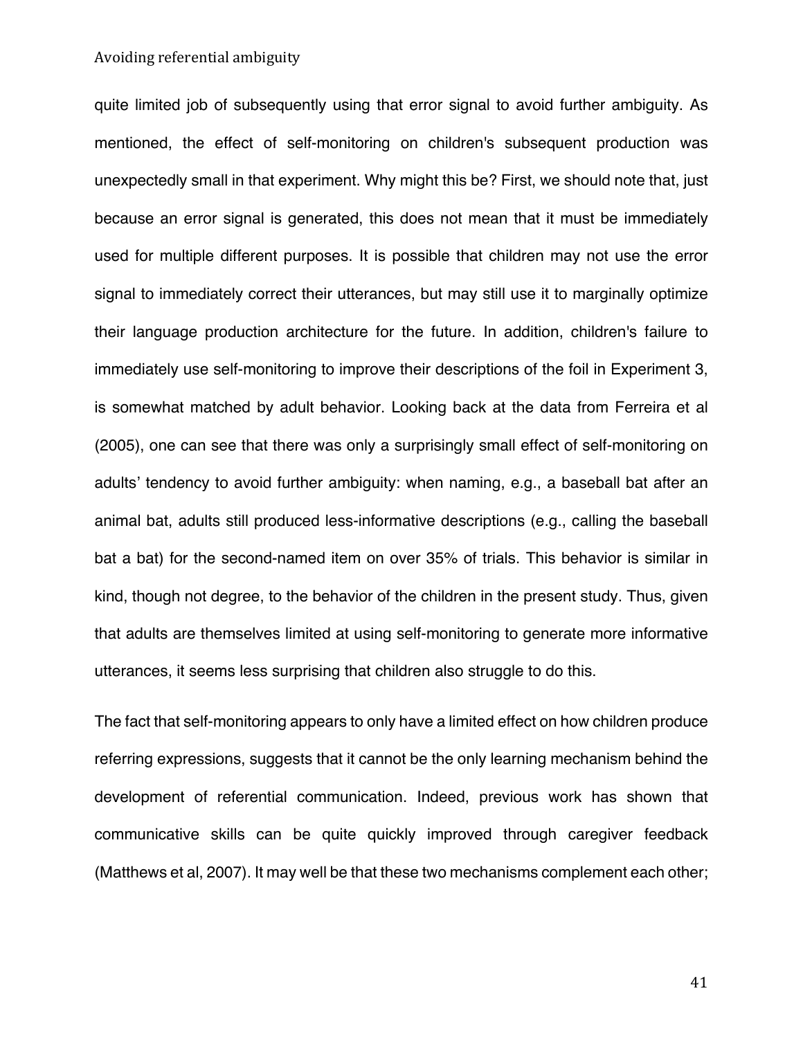quite limited job of subsequently using that error signal to avoid further ambiguity. As mentioned, the effect of self-monitoring on children's subsequent production was unexpectedly small in that experiment. Why might this be? First, we should note that, just because an error signal is generated, this does not mean that it must be immediately used for multiple different purposes. It is possible that children may not use the error signal to immediately correct their utterances, but may still use it to marginally optimize their language production architecture for the future. In addition, children's failure to immediately use self-monitoring to improve their descriptions of the foil in Experiment 3, is somewhat matched by adult behavior. Looking back at the data from Ferreira et al (2005), one can see that there was only a surprisingly small effect of self-monitoring on adults' tendency to avoid further ambiguity: when naming, e.g., a baseball bat after an animal bat, adults still produced less-informative descriptions (e.g., calling the baseball bat a bat) for the second-named item on over 35% of trials. This behavior is similar in kind, though not degree, to the behavior of the children in the present study. Thus, given that adults are themselves limited at using self-monitoring to generate more informative utterances, it seems less surprising that children also struggle to do this.

The fact that self-monitoring appears to only have a limited effect on how children produce referring expressions, suggests that it cannot be the only learning mechanism behind the development of referential communication. Indeed, previous work has shown that communicative skills can be quite quickly improved through caregiver feedback (Matthews et al, 2007). It may well be that these two mechanisms complement each other;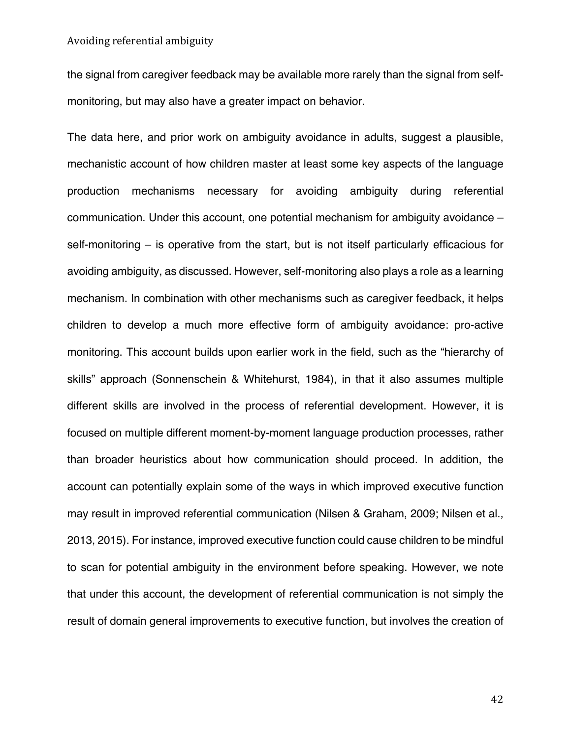the signal from caregiver feedback may be available more rarely than the signal from self-monitoring, but may also have a greater impact on behavior.

The data here, and prior work on ambiguity avoidance in adults, suggest a plausible, mechanistic account of how children master at least some key aspects of the language production mechanisms necessary for avoiding ambiguity during referential communication. Under this account, one potential mechanism for ambiguity avoidance – self-monitoring – is operative from the start, but is not itself particularly efficacious for avoiding ambiguity, as discussed. However, self-monitoring also plays a role as a learning mechanism. In combination with other mechanisms such as caregiver feedback, it helps children to develop a much more effective form of ambiguity avoidance: pro-active monitoring. This account builds upon earlier work in the field, such as the "hierarchy of skills" approach (Sonnenschein & Whitehurst, 1984), in that it also assumes multiple different skills are involved in the process of referential development. However, it is focused on multiple different moment-by-moment language production processes, rather than broader heuristics about how communication should proceed. In addition, the account can potentially explain some of the ways in which improved executive function may result in improved referential communication (Nilsen & Graham, 2009; Nilsen et al., 2013, 2015). For instance, improved executive function could cause children to be mindful to scan for potential ambiguity in the environment before speaking. However, we note that under this account, the development of referential communication is not simply the result of domain general improvements to executive function, but involves the creation of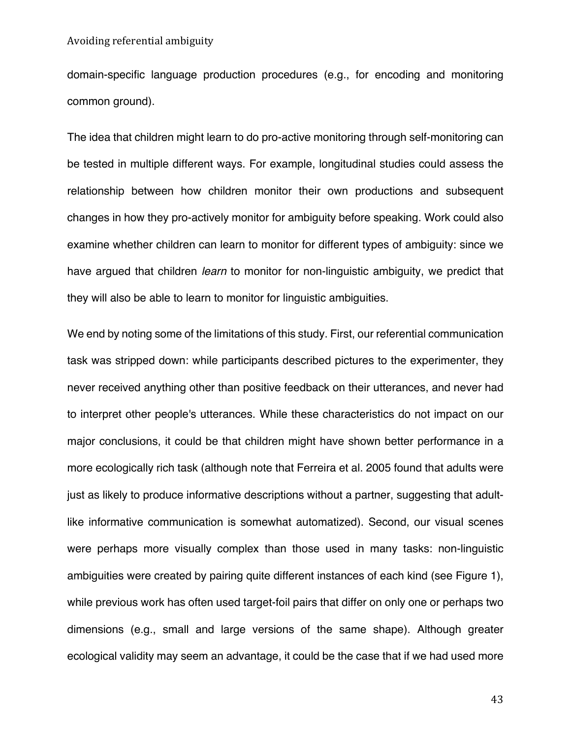domain-specific language production procedures (e.g., for encoding and monitoring common ground).

The idea that children might learn to do pro-active monitoring through self-monitoring can be tested in multiple different ways. For example, longitudinal studies could assess the relationship between how children monitor their own productions and subsequent changes in how they pro-actively monitor for ambiguity before speaking. Work could also examine whether children can learn to monitor for different types of ambiguity: since we have argued that children *learn* to monitor for non-linguistic ambiguity, we predict that they will also be able to learn to monitor for linguistic ambiguities.

We end by noting some of the limitations of this study. First, our referential communication task was stripped down: while participants described pictures to the experimenter, they never received anything other than positive feedback on their utterances, and never had to interpret other people's utterances. While these characteristics do not impact on our major conclusions, it could be that children might have shown better performance in a more ecologically rich task (although note that Ferreira et al. 2005 found that adults were just as likely to produce informative descriptions without a partner, suggesting that adult-like informative communication is somewhat automatized). Second, our visual scenes were perhaps more visually complex than those used in many tasks: non-linguistic ambiguities were created by pairing quite different instances of each kind (see Figure 1), while previous work has often used target-foil pairs that differ on only one or perhaps two dimensions (e.g., small and large versions of the same shape). Although greater ecological validity may seem an advantage, it could be the case that if we had used more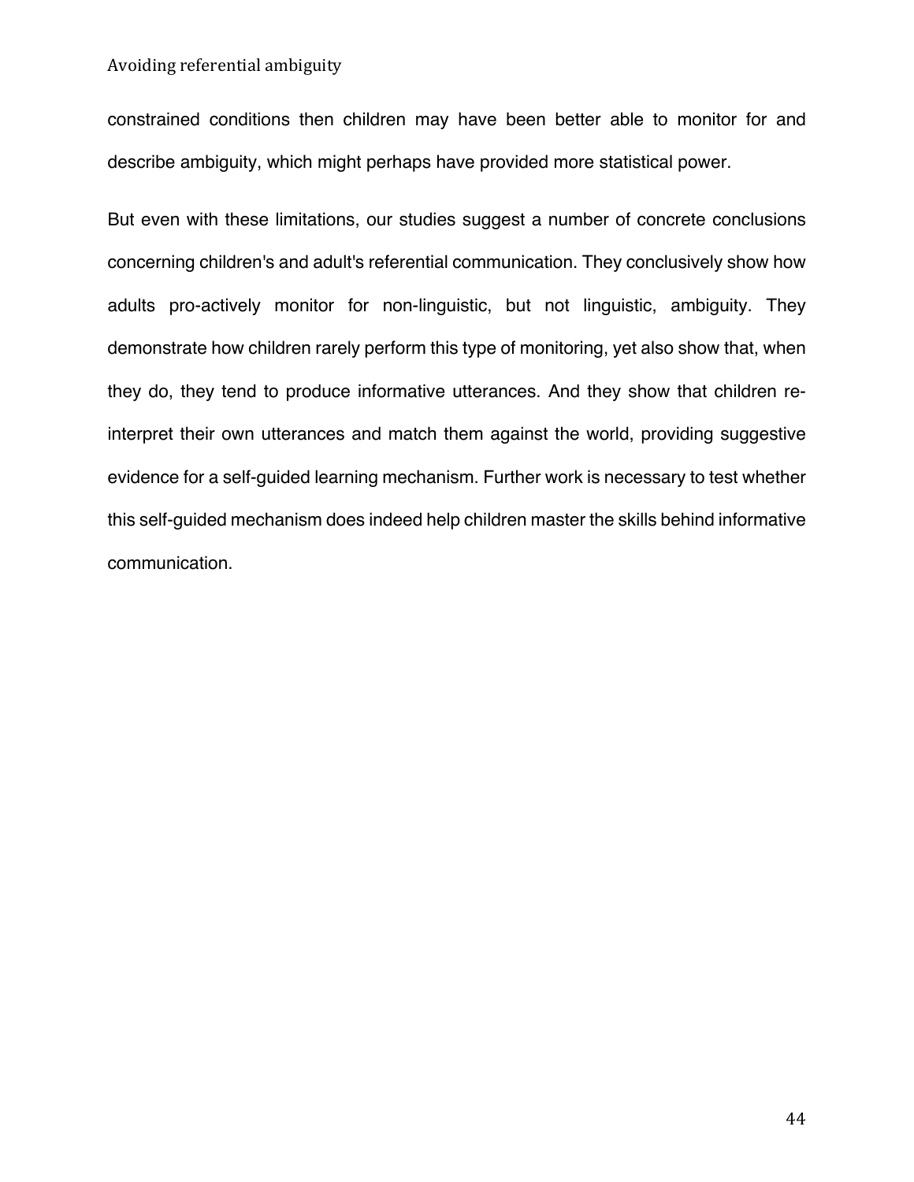constrained conditions then children may have been better able to monitor for and describe ambiguity, which might perhaps have provided more statistical power.

But even with these limitations, our studies suggest a number of concrete conclusions concerning children's and adult's referential communication. They conclusively show how adults pro-actively monitor for non-linguistic, but not linguistic, ambiguity. They demonstrate how children rarely perform this type of monitoring, yet also show that, when they do, they tend to produce informative utterances. And they show that children re-interpret their own utterances and match them against the world, providing suggestive evidence for a self-guided learning mechanism. Further work is necessary to test whether this self-guided mechanism does indeed help children master the skills behind informative communication.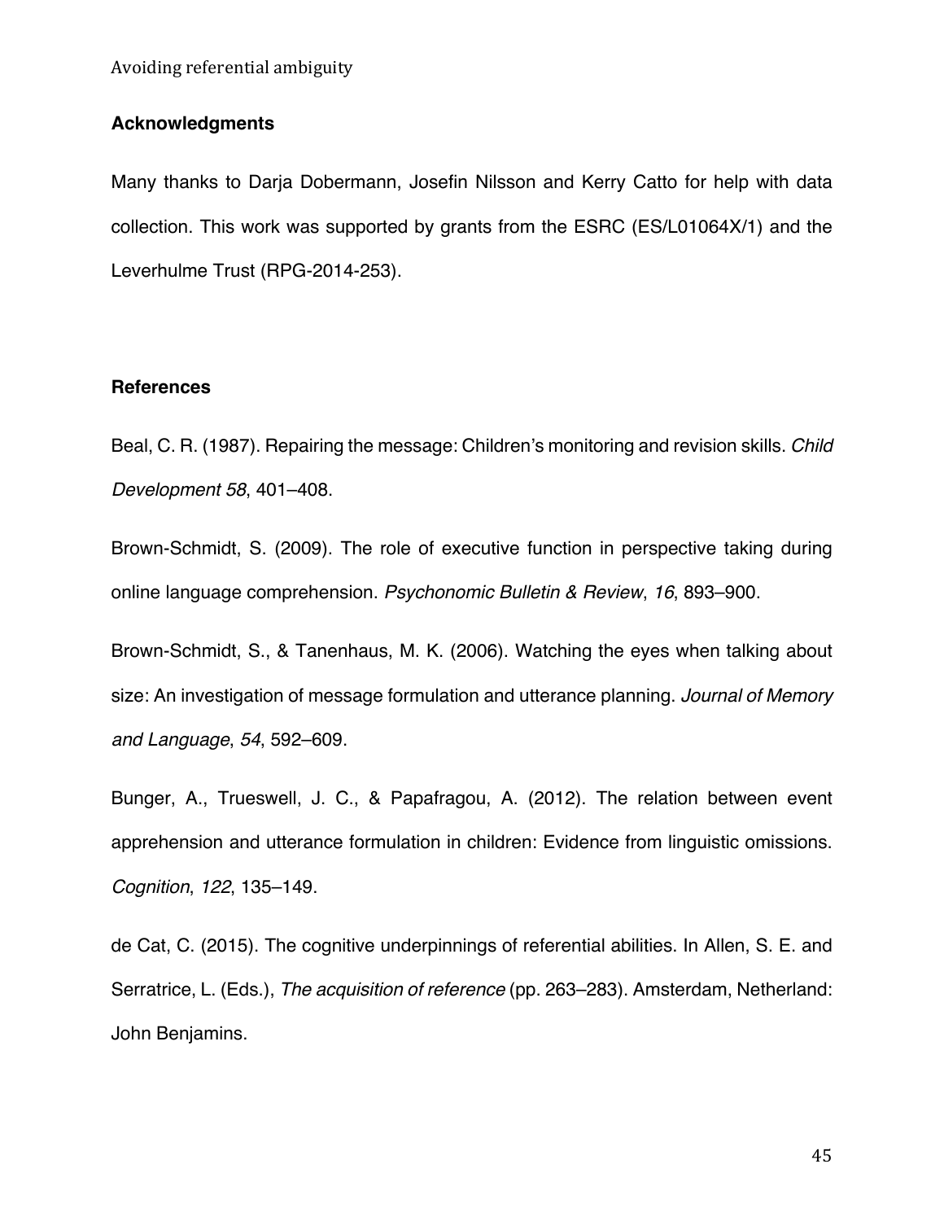## Acknowledgments

Many thanks to Darja Dobermann, Josefin Nilsson and Kerry Catto for help with data collection. This work was supported by grants from the ESRC (ES/L01064X/1) and the Leverhulme Trust (RPG-2014-253).

## References

Beal, C. R. (1987). Repairing the message: Children's monitoring and revision skills. *Child Development 58*, 401–408.

Brown-Schmidt, S. (2009). The role of executive function in perspective taking during online language comprehension. *Psychonomic Bulletin & Review*, *16*, 893–900.

Brown-Schmidt, S., & Tanenhaus, M. K. (2006). Watching the eyes when talking about size: An investigation of message formulation and utterance planning. *Journal of Memory and Language*, *54*, 592–609.

Bunger, A., Trueswell, J. C., & Papafragou, A. (2012). The relation between event apprehension and utterance formulation in children: Evidence from linguistic omissions. *Cognition*, *122*, 135–149.

de Cat, C. (2015). The cognitive underpinnings of referential abilities. In Allen, S. E. and Serratrice, L. (Eds.), *The acquisition of reference* (pp. 263–283). Amsterdam, Netherland: John Benjamins.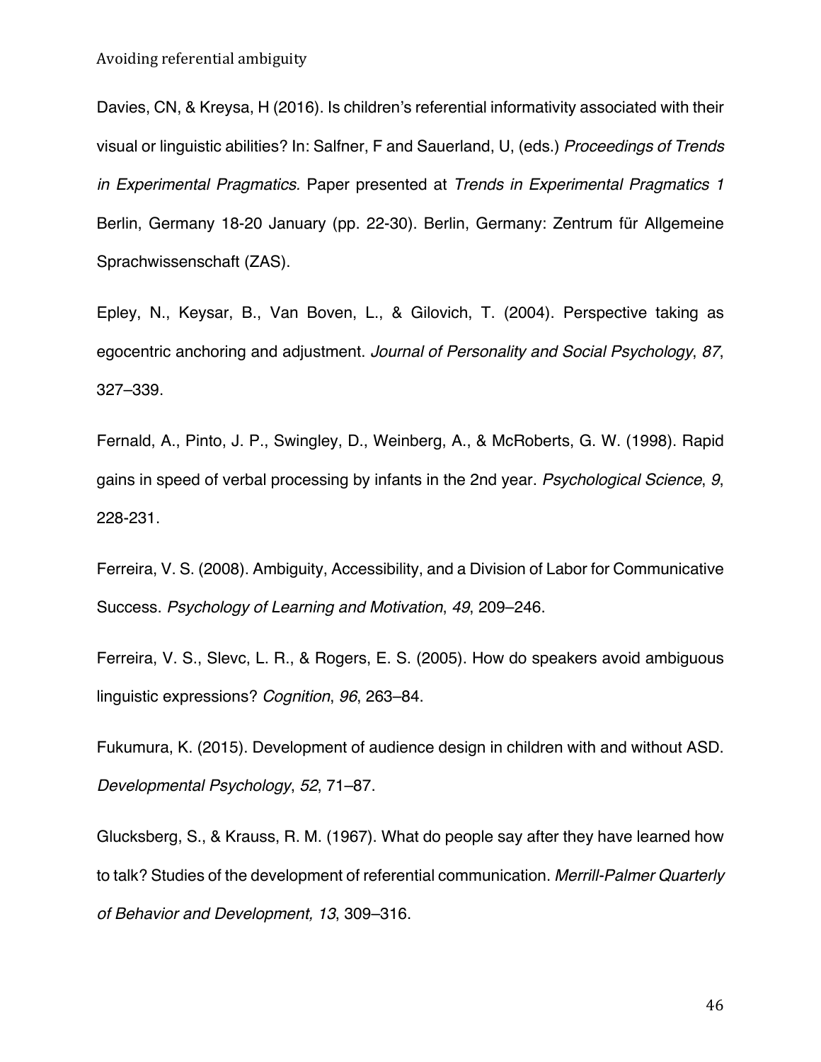Davies, CN, & Kreysa, H (2016). Is children's referential informativity associated with their visual or linguistic abilities? In: Salfner, F and Sauerland, U, (eds.) *Proceedings of Trends in Experimental Pragmatics.* Paper presented at *Trends in Experimental Pragmatics 1* Berlin, Germany 18-20 January (pp. 22-30). Berlin, Germany: Zentrum für Allgemeine Sprachwissenschaft (ZAS).

Epley, N., Keysar, B., Van Boven, L., & Gilovich, T. (2004). Perspective taking as egocentric anchoring and adjustment. *Journal of Personality and Social Psychology*, *87*, 327–339.

Fernald, A., Pinto, J. P., Swingley, D., Weinberg, A., & McRoberts, G. W. (1998). Rapid gains in speed of verbal processing by infants in the 2nd year. *Psychological Science*, *9*, 228-231.

Ferreira, V. S. (2008). Ambiguity, Accessibility, and a Division of Labor for Communicative Success. *Psychology of Learning and Motivation*, *49*, 209–246.

Ferreira, V. S., Slevc, L. R., & Rogers, E. S. (2005). How do speakers avoid ambiguous linguistic expressions? *Cognition*, *96*, 263–84.

Fukumura, K. (2015). Development of audience design in children with and without ASD. *Developmental Psychology*, *52*, 71–87.

Glucksberg, S., & Krauss, R. M. (1967). What do people say after they have learned how to talk? Studies of the development of referential communication. *Merrill-Palmer Quarterly of Behavior and Development, 13*, 309–316.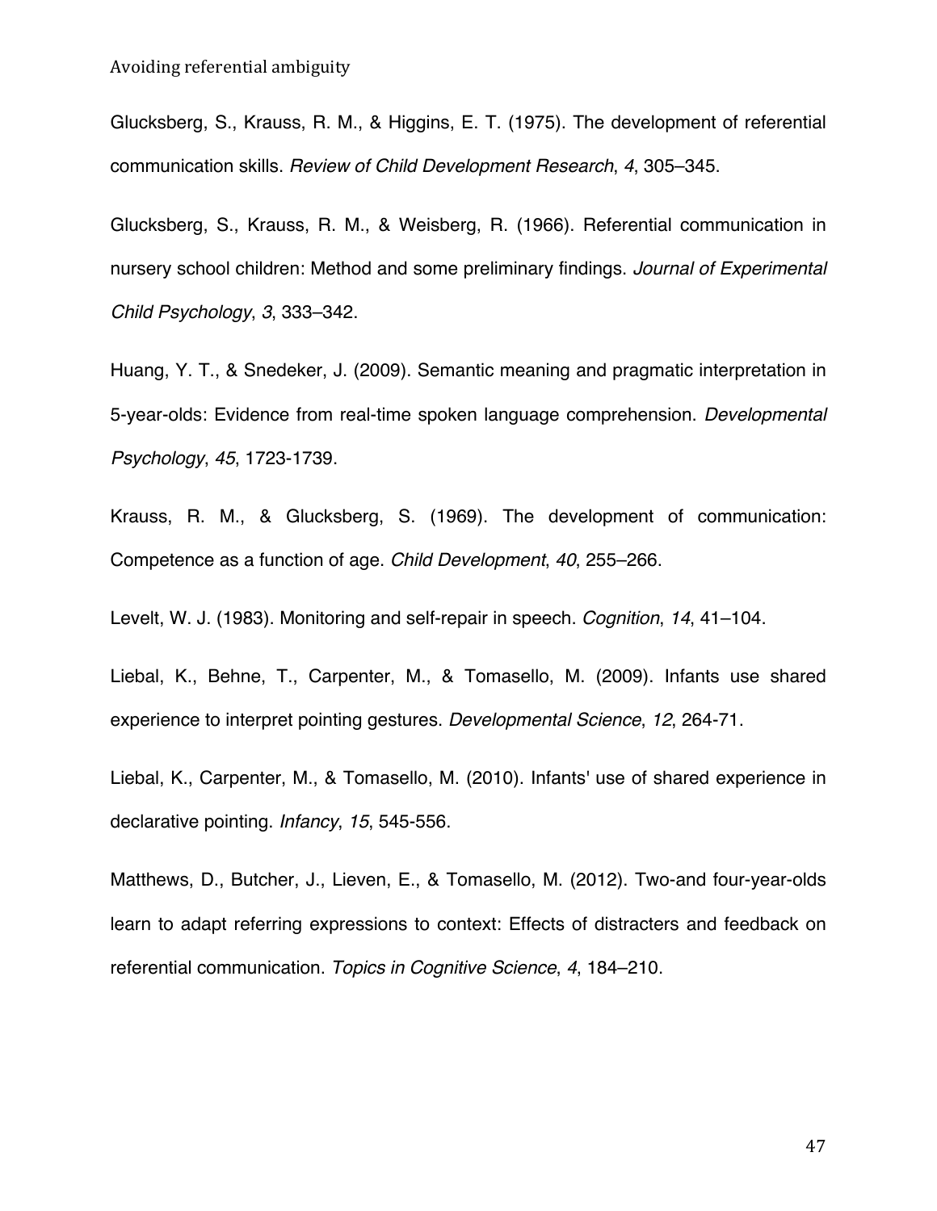Glucksberg, S., Krauss, R. M., & Higgins, E. T. (1975). The development of referential communication skills. *Review of Child Development Research*, *4*, 305–345.

Glucksberg, S., Krauss, R. M., & Weisberg, R. (1966). Referential communication in nursery school children: Method and some preliminary findings. *Journal of Experimental Child Psychology*, *3*, 333–342.

Huang, Y. T., & Snedeker, J. (2009). Semantic meaning and pragmatic interpretation in 5-year-olds: Evidence from real-time spoken language comprehension. *Developmental Psychology*, *45*, 1723-1739.

Krauss, R. M., & Glucksberg, S. (1969). The development of communication: Competence as a function of age. *Child Development*, *40*, 255–266.

Levelt, W. J. (1983). Monitoring and self-repair in speech. *Cognition*, *14*, 41–104.

Liebal, K., Behne, T., Carpenter, M., & Tomasello, M. (2009). Infants use shared experience to interpret pointing gestures. *Developmental Science*, *12*, 264-71.

Liebal, K., Carpenter, M., & Tomasello, M. (2010). Infants' use of shared experience in declarative pointing. *Infancy*, *15*, 545-556.

Matthews, D., Butcher, J., Lieven, E., & Tomasello, M. (2012). Two-and four-year-olds learn to adapt referring expressions to context: Effects of distracters and feedback on referential communication. *Topics in Cognitive Science*, *4*, 184–210.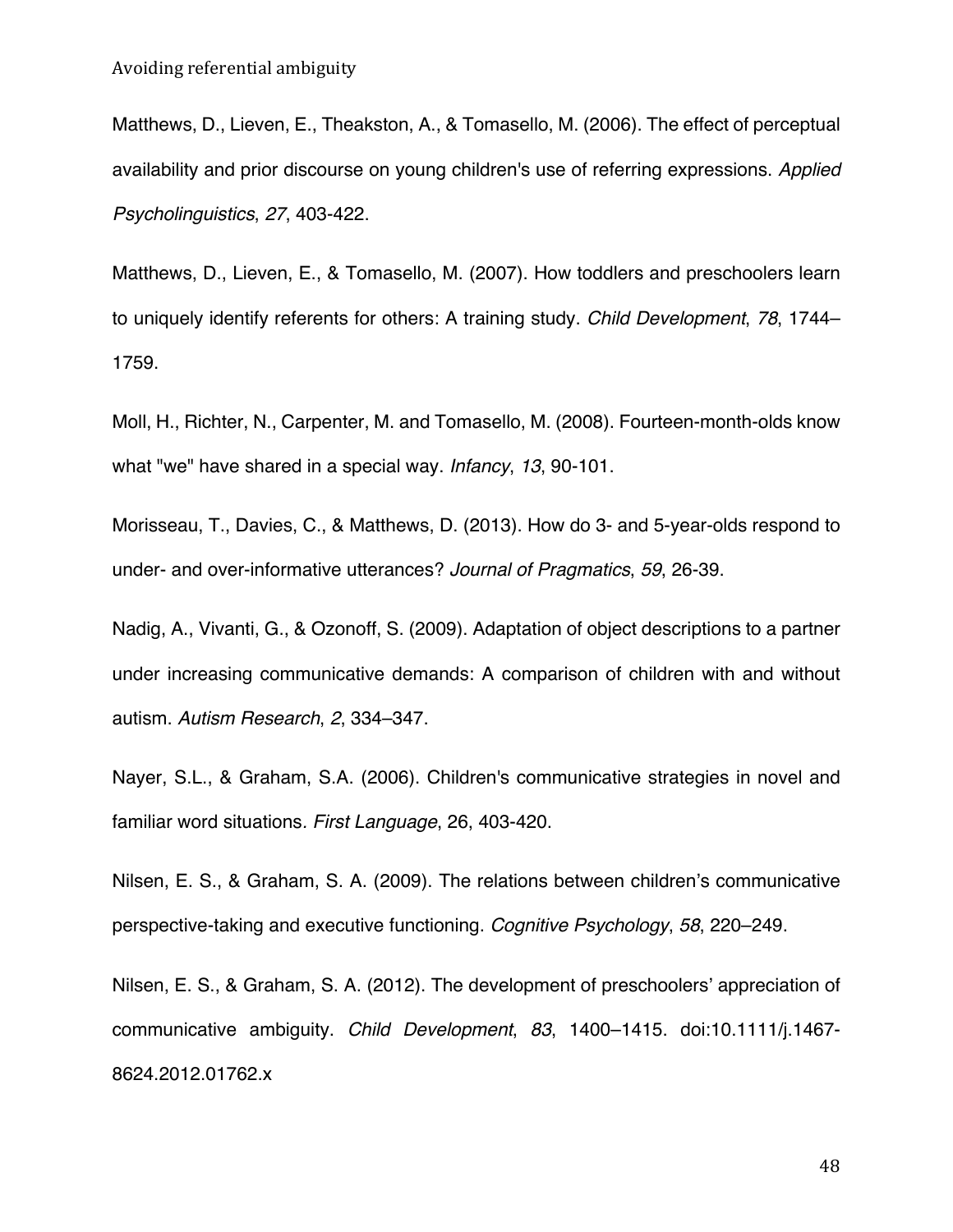Matthews, D., Lieven, E., Theakston, A., & Tomasello, M. (2006). The effect of perceptual availability and prior discourse on young children's use of referring expressions. *Applied Psycholinguistics*, *27*, 403-422.

Matthews, D., Lieven, E., & Tomasello, M. (2007). How toddlers and preschoolers learn to uniquely identify referents for others: A training study. *Child Development*, *78*, 1744–1759.

Moll, H., Richter, N., Carpenter, M. and Tomasello, M. (2008). Fourteen-month-olds know what "we" have shared in a special way. *Infancy*, *13*, 90-101.

Morisseau, T., Davies, C., & Matthews, D. (2013). How do 3- and 5-year-olds respond to under- and over-informative utterances? *Journal of Pragmatics*, *59*, 26-39.

Nadig, A., Vivanti, G., & Ozonoff, S. (2009). Adaptation of object descriptions to a partner under increasing communicative demands: A comparison of children with and without autism. *Autism Research*, *2*, 334–347.

Nayer, S.L., & Graham, S.A. (2006). Children's communicative strategies in novel and familiar word situations*. First Language*, 26, 403-420.

Nilsen, E. S., & Graham, S. A. (2009). The relations between children's communicative perspective-taking and executive functioning. *Cognitive Psychology*, *58*, 220–249.

Nilsen, E. S., & Graham, S. A. (2012). The development of preschoolers' appreciation of communicative ambiguity. *Child Development*, *83*, 1400–1415. doi:10.1111/j.1467-8624.2012.01762.x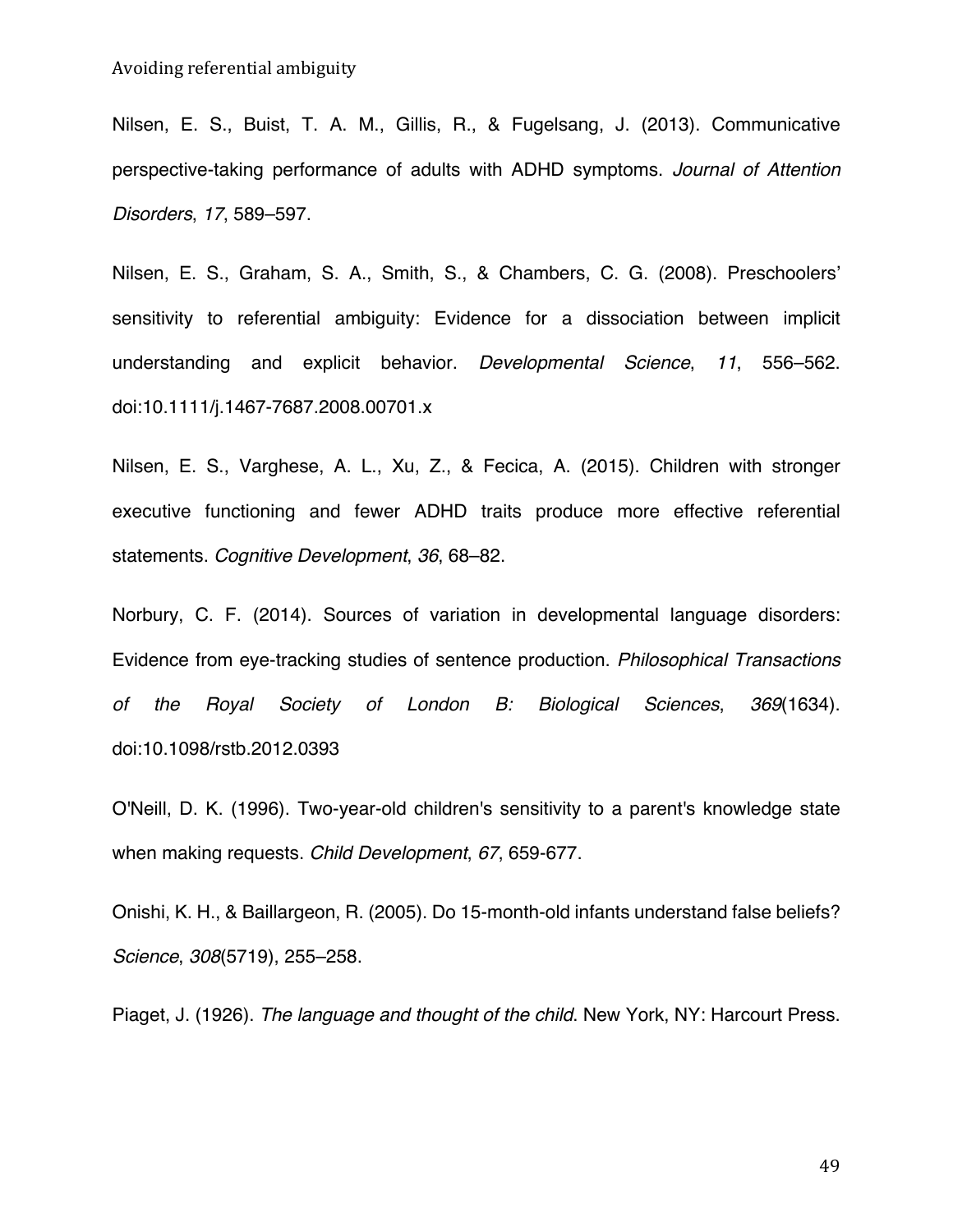Nilsen, E. S., Buist, T. A. M., Gillis, R., & Fugelsang, J. (2013). Communicative perspective-taking performance of adults with ADHD symptoms. *Journal of Attention Disorders*, *17*, 589–597.

Nilsen, E. S., Graham, S. A., Smith, S., & Chambers, C. G. (2008). Preschoolers' sensitivity to referential ambiguity: Evidence for a dissociation between implicit understanding and explicit behavior. *Developmental Science*, *11*, 556–562. doi:10.1111/j.1467-7687.2008.00701.x

Nilsen, E. S., Varghese, A. L., Xu, Z., & Fecica, A. (2015). Children with stronger executive functioning and fewer ADHD traits produce more effective referential statements. *Cognitive Development*, *36*, 68–82.

Norbury, C. F. (2014). Sources of variation in developmental language disorders: Evidence from eye-tracking studies of sentence production. *Philosophical Transactions of the Royal Society of London B: Biological Sciences*, *369*(1634). doi:10.1098/rstb.2012.0393

O'Neill, D. K. (1996). Two-year-old children's sensitivity to a parent's knowledge state when making requests. *Child Development*, *67*, 659-677.

Onishi, K. H., & Baillargeon, R. (2005). Do 15-month-old infants understand false beliefs? *Science*, *308*(5719), 255–258.

Piaget, J. (1926). *The language and thought of the child*. New York, NY: Harcourt Press.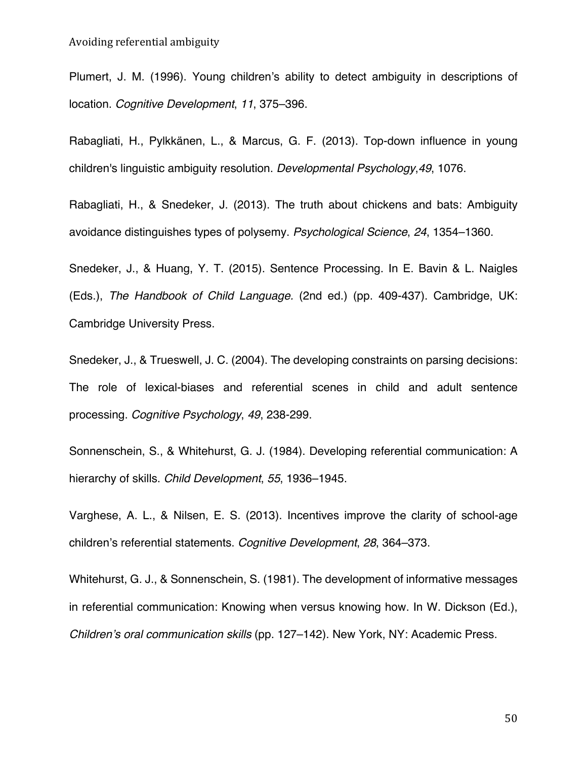Plumert, J. M. (1996). Young children's ability to detect ambiguity in descriptions of location. *Cognitive Development*, *11*, 375–396.

Rabagliati, H., Pylkkänen, L., & Marcus, G. F. (2013). Top-down influence in young children's linguistic ambiguity resolution. *Developmental Psychology*,*49*, 1076.

Rabagliati, H., & Snedeker, J. (2013). The truth about chickens and bats: Ambiguity avoidance distinguishes types of polysemy. *Psychological Science*, *24*, 1354–1360.

Snedeker, J., & Huang, Y. T. (2015). Sentence Processing. In E. Bavin & L. Naigles (Eds.), *The Handbook of Child Language.* (2nd ed.) (pp. 409-437). Cambridge, UK: Cambridge University Press.

Snedeker, J., & Trueswell, J. C. (2004). The developing constraints on parsing decisions: The role of lexical-biases and referential scenes in child and adult sentence processing. *Cognitive Psychology*, *49*, 238-299.

Sonnenschein, S., & Whitehurst, G. J. (1984). Developing referential communication: A hierarchy of skills. *Child Development*, *55*, 1936–1945.

Varghese, A. L., & Nilsen, E. S. (2013). Incentives improve the clarity of school-age children's referential statements. *Cognitive Development*, *28*, 364–373.

Whitehurst, G. J., & Sonnenschein, S. (1981). The development of informative messages in referential communication: Knowing when versus knowing how. In W. Dickson (Ed.), *Children's oral communication skills* (pp. 127–142). New York, NY: Academic Press.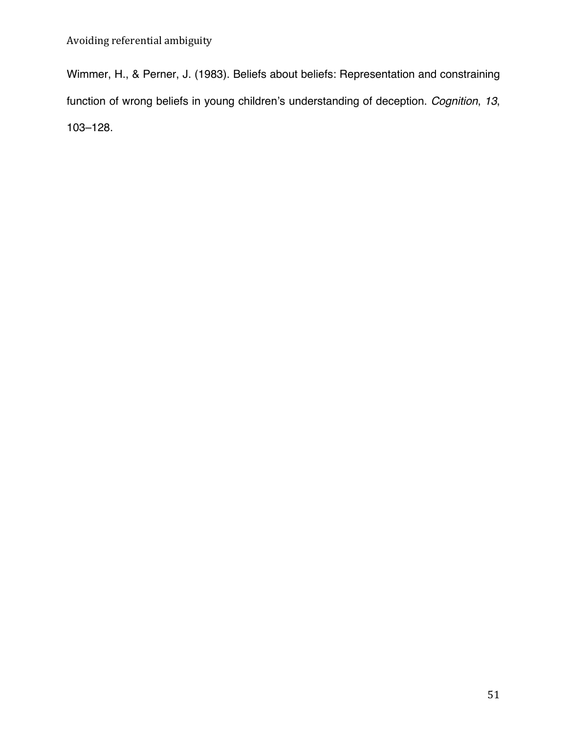Wimmer, H., & Perner, J. (1983). Beliefs about beliefs: Representation and constraining function of wrong beliefs in young children's understanding of deception. *Cognition*, *13*, 103–128.